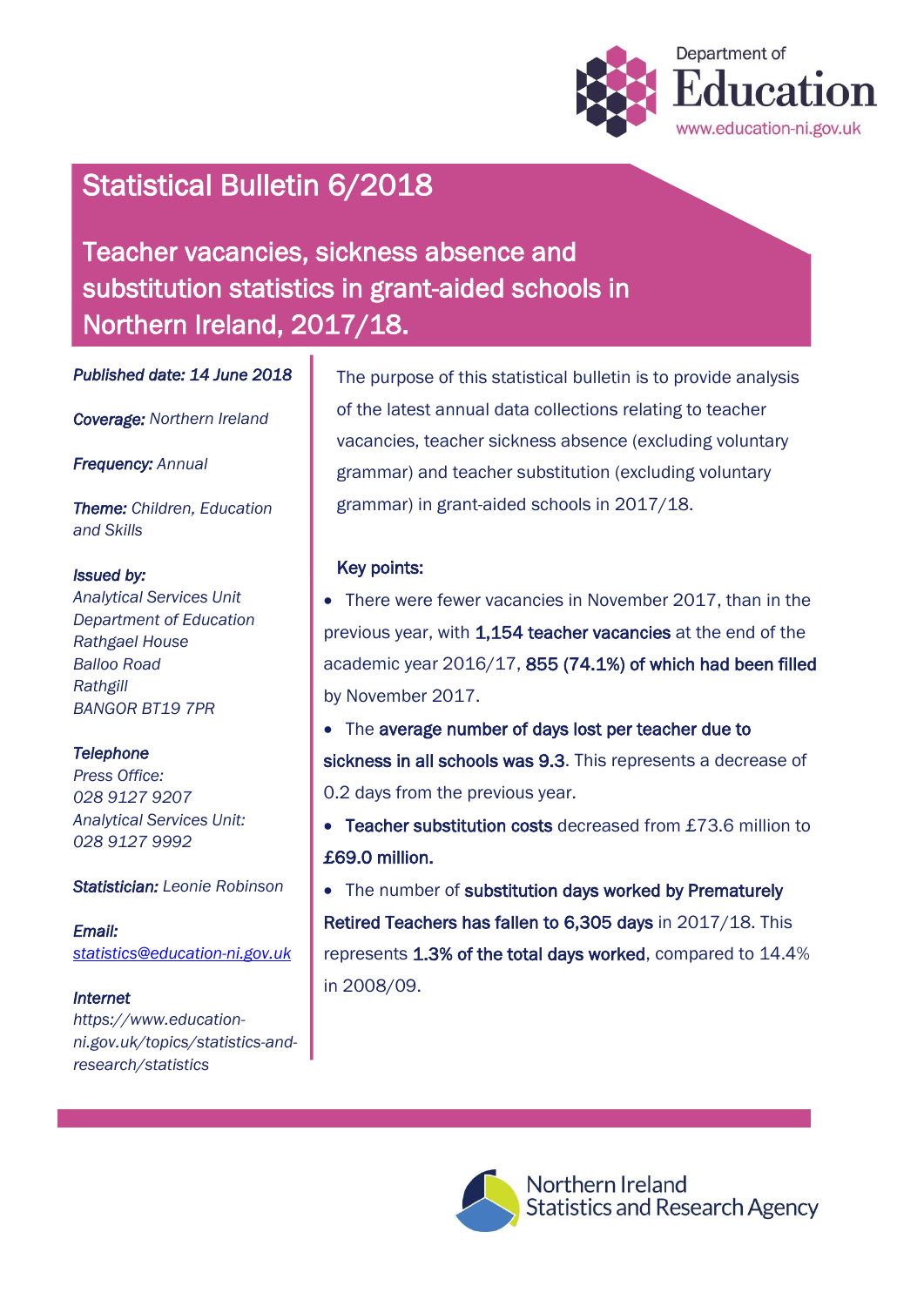Department of Education
www.education-ni.gov.uk

# Statistical Bulletin 6/2018

## Teacher vacancies, sickness absence and substitution statistics in grant-aided schools in Northern Ireland, 2017/18.

***Published date: 14 June 2018***

***Coverage:*** *Northern Ireland*

***Frequency:*** *Annual*

***Theme:*** *Children, Education and Skills*

***Issued by:***
*Analytical Services Unit*
*Department of Education*
*Rathgael House*
*Balloo Road*
*Rathgill*
*BANGOR BT19 7PR*

***Telephone***
*Press Office:*
*028 9127 9207*
*Analytical Services Unit:*
*028 9127 9992*

***Statistician:*** *Leonie Robinson*

***Email:***
*statistics@education-ni.gov.uk*

***Internet***
*https://www.education-ni.gov.uk/topics/statistics-and-research/statistics*

The purpose of this statistical bulletin is to provide analysis of the latest annual data collections relating to teacher vacancies, teacher sickness absence (excluding voluntary grammar) and teacher substitution (excluding voluntary grammar) in grant-aided schools in 2017/18.

**Key points:**

- There were fewer vacancies in November 2017, than in the previous year, with **1,154 teacher vacancies** at the end of the academic year 2016/17, **855 (74.1%) of which had been filled** by November 2017.
- The **average number of days lost per teacher due to sickness in all schools was 9.3**. This represents a decrease of 0.2 days from the previous year.
- **Teacher substitution costs** decreased from £73.6 million to **£69.0 million.**
- The number of **substitution days worked by Prematurely Retired Teachers has fallen to 6,305 days** in 2017/18. This represents **1.3% of the total days worked**, compared to 14.4% in 2008/09.

Northern Ireland Statistics and Research Agency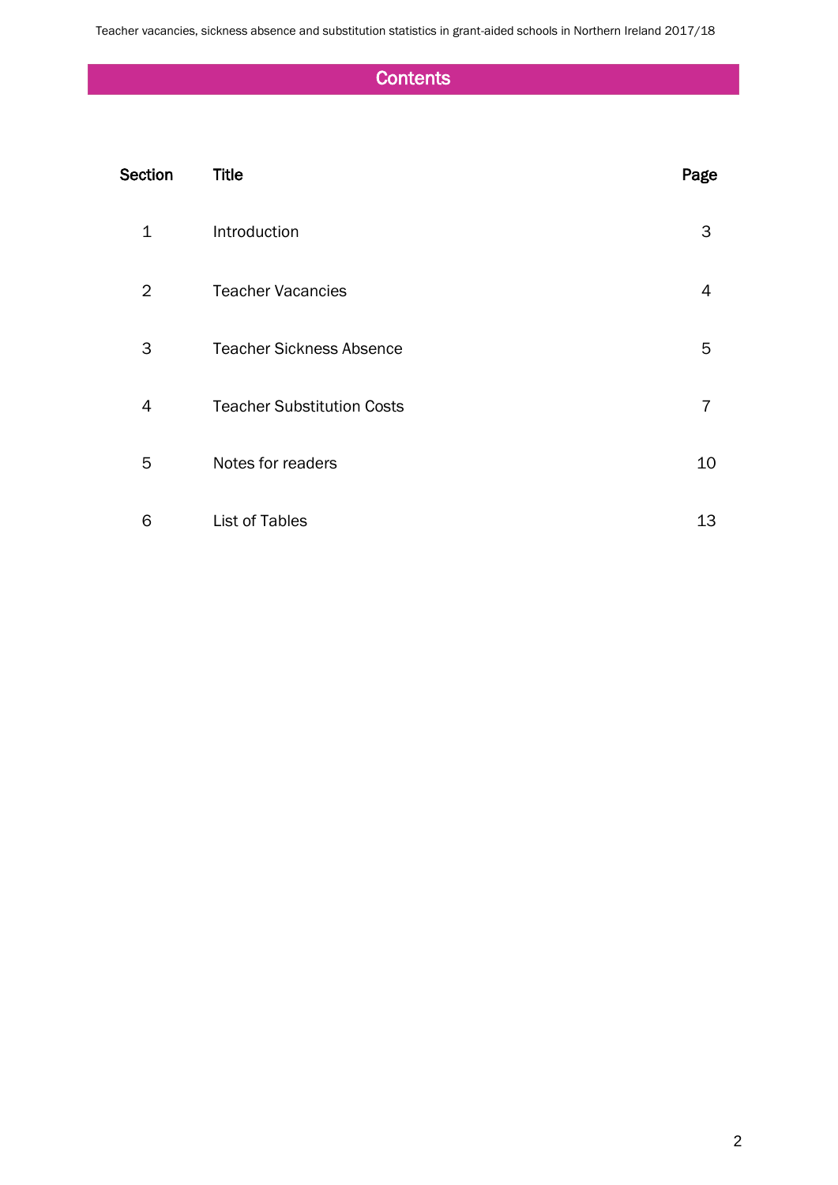## Contents

| Section | Title | Page |
|---|---|---|
| 1 | Introduction | 3 |
| 2 | Teacher Vacancies | 4 |
| 3 | Teacher Sickness Absence | 5 |
| 4 | Teacher Substitution Costs | 7 |
| 5 | Notes for readers | 10 |
| 6 | List of Tables | 13 |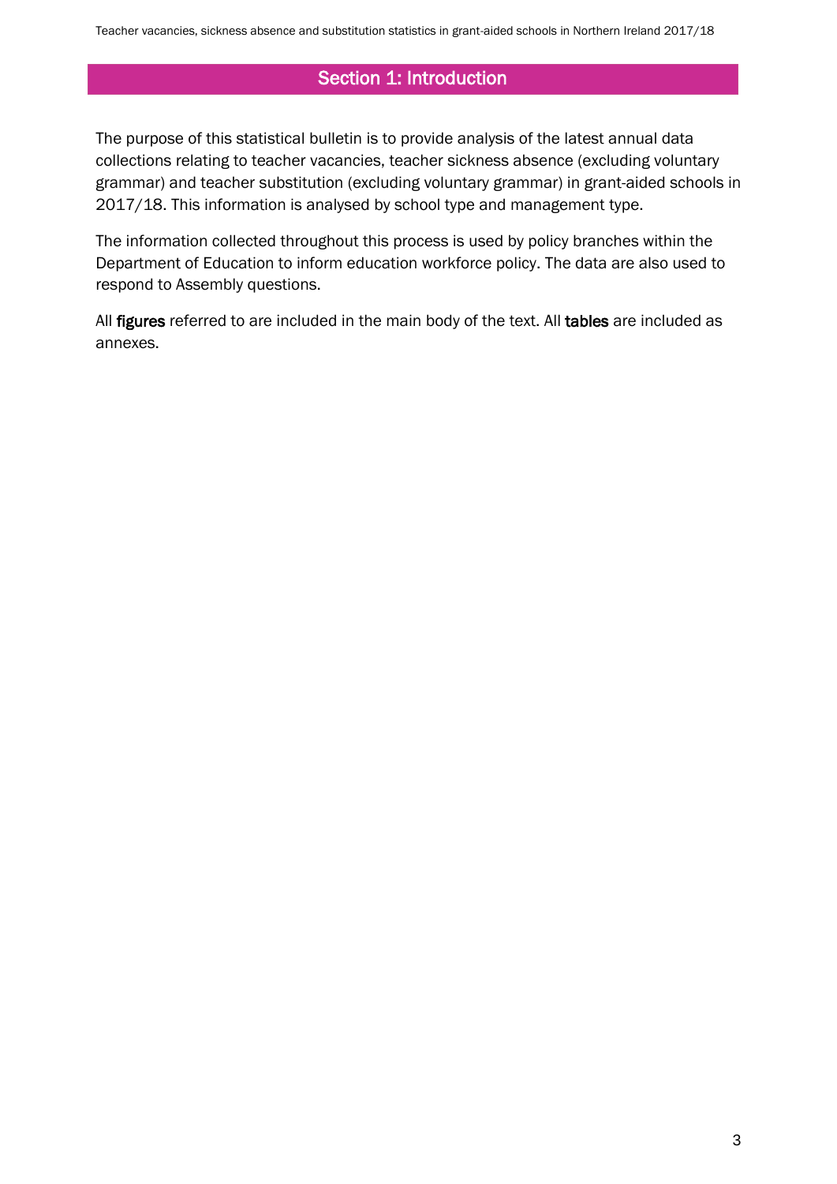# Section 1: Introduction

The purpose of this statistical bulletin is to provide analysis of the latest annual data collections relating to teacher vacancies, teacher sickness absence (excluding voluntary grammar) and teacher substitution (excluding voluntary grammar) in grant-aided schools in 2017/18. This information is analysed by school type and management type.

The information collected throughout this process is used by policy branches within the Department of Education to inform education workforce policy. The data are also used to respond to Assembly questions.

All **figures** referred to are included in the main body of the text. All **tables** are included as annexes.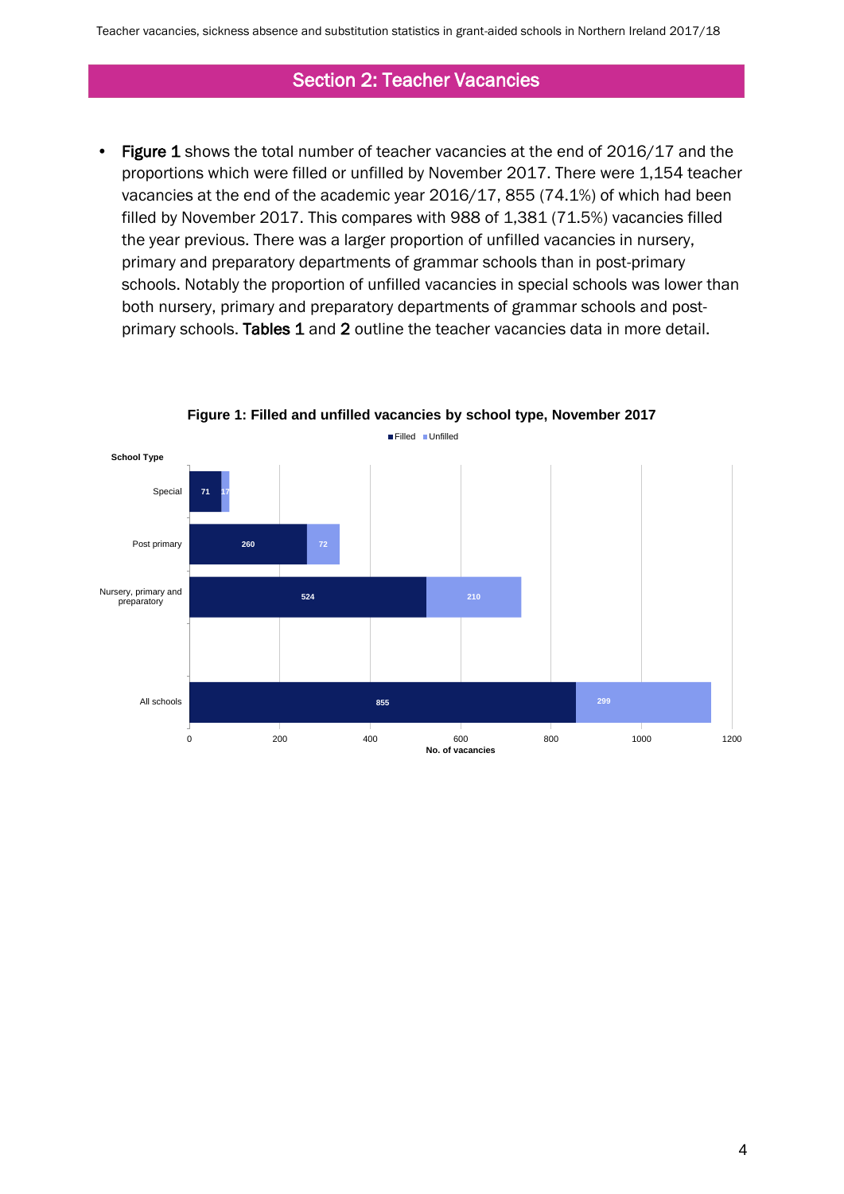## Section 2: Teacher Vacancies

- **Figure 1** shows the total number of teacher vacancies at the end of 2016/17 and the proportions which were filled or unfilled by November 2017. There were 1,154 teacher vacancies at the end of the academic year 2016/17, 855 (74.1%) of which had been filled by November 2017. This compares with 988 of 1,381 (71.5%) vacancies filled the year previous. There was a larger proportion of unfilled vacancies in nursery, primary and preparatory departments of grammar schools than in post-primary schools. Notably the proportion of unfilled vacancies in special schools was lower than both nursery, primary and preparatory departments of grammar schools and post-primary schools. **Tables 1** and **2** outline the teacher vacancies data in more detail.

**Figure 1: Filled and unfilled vacancies by school type, November 2017**

| School Type | Filled | Unfilled |
|---|---|---|
| Special | 71 | 17 |
| Post primary | 260 | 72 |
| Nursery, primary and preparatory | 524 | 210 |
| All schools | 855 | 299 |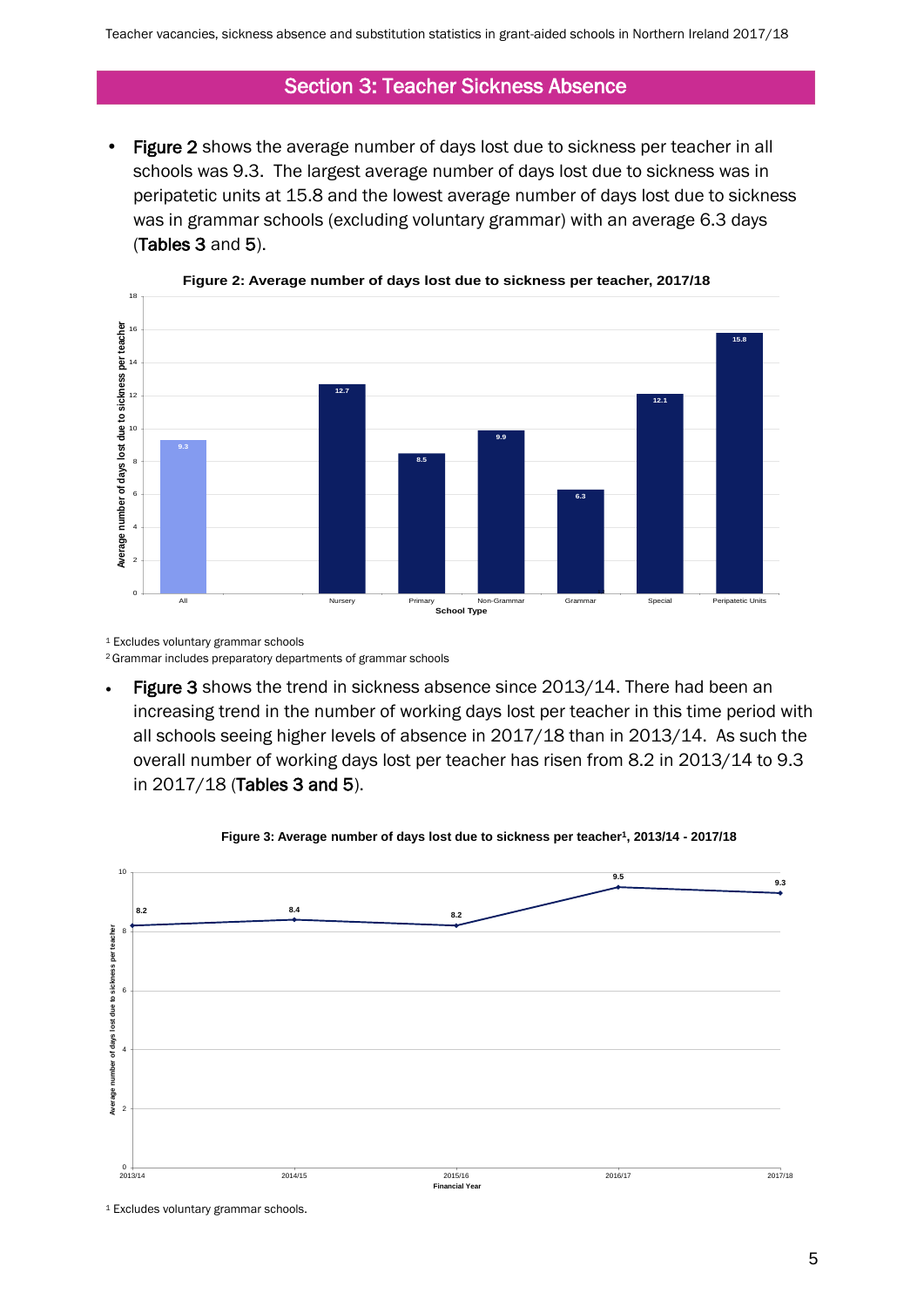## Section 3: Teacher Sickness Absence

- **Figure 2** shows the average number of days lost due to sickness per teacher in all schools was 9.3. The largest average number of days lost due to sickness was in peripatetic units at 15.8 and the lowest average number of days lost due to sickness was in grammar schools (excluding voluntary grammar) with an average 6.3 days (**Tables 3** and **5**).

**Figure 2: Average number of days lost due to sickness per teacher, 2017/18**

| School Type | Average number of days lost due to sickness per teacher |
|---|---|
| All | 9.3 |
| Nursery | 12.7 |
| Primary | 8.5 |
| Non-Grammar | 9.9 |
| Grammar | 6.3 |
| Special | 12.1 |
| Peripatetic Units | 15.8 |

[1] Excludes voluntary grammar schools

[2] Grammar includes preparatory departments of grammar schools

- **Figure 3** shows the trend in sickness absence since 2013/14. There had been an increasing trend in the number of working days lost per teacher in this time period with all schools seeing higher levels of absence in 2017/18 than in 2013/14. As such the overall number of working days lost per teacher has risen from 8.2 in 2013/14 to 9.3 in 2017/18 (**Tables 3 and 5**).

**Figure 3: Average number of days lost due to sickness per teacher[1], 2013/14 - 2017/18**

| Financial Year | Average number of days lost due to sickness per teacher |
|---|---|
| 2013/14 | 8.2 |
| 2014/15 | 8.4 |
| 2015/16 | 8.2 |
| 2016/17 | 9.5 |
| 2017/18 | 9.3 |

[1] Excludes voluntary grammar schools.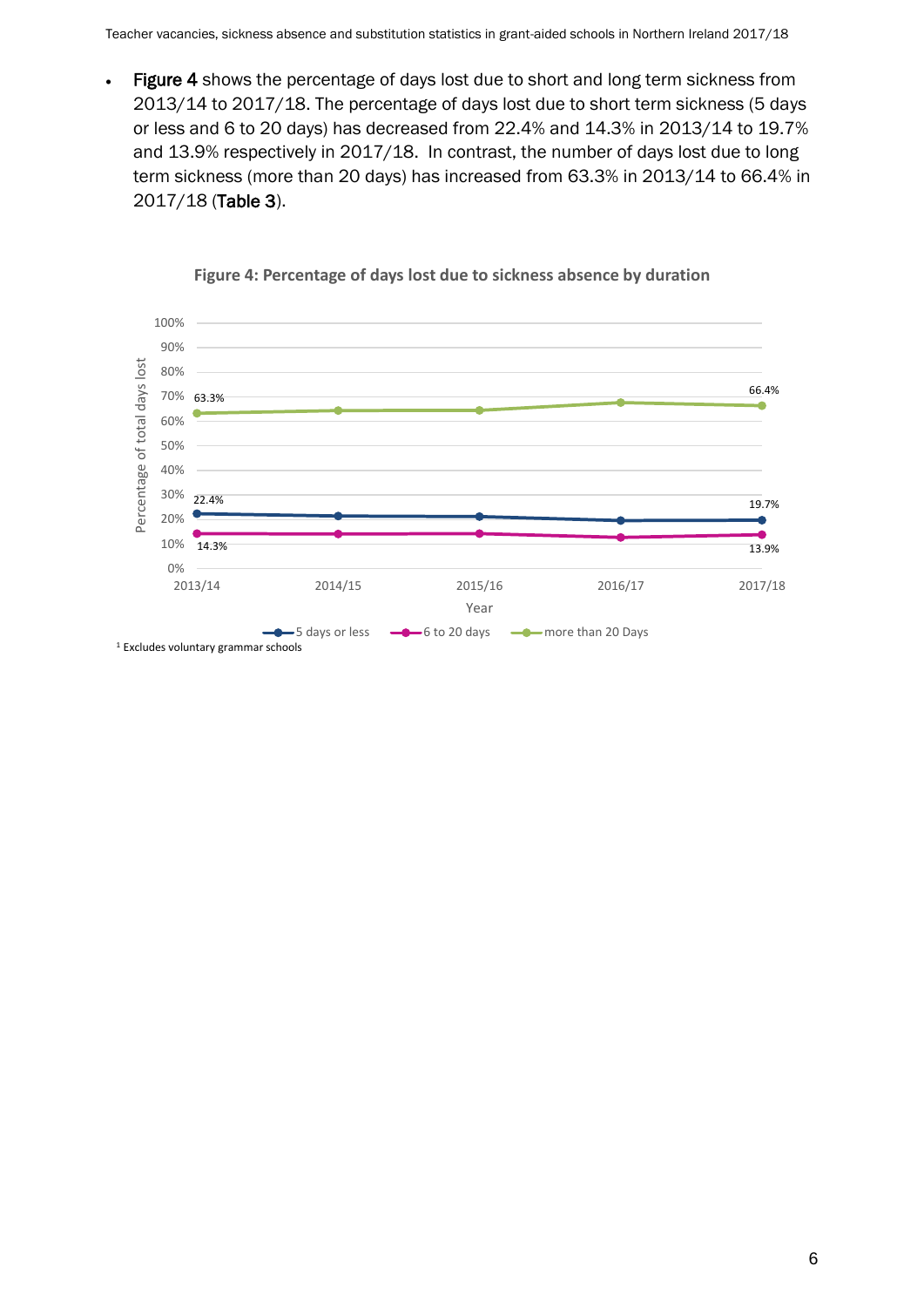- **Figure 4** shows the percentage of days lost due to short and long term sickness from 2013/14 to 2017/18. The percentage of days lost due to short term sickness (5 days or less and 6 to 20 days) has decreased from 22.4% and 14.3% in 2013/14 to 19.7% and 13.9% respectively in 2017/18. In contrast, the number of days lost due to long term sickness (more than 20 days) has increased from 63.3% in 2013/14 to 66.4% in 2017/18 (**Table 3**).

**Figure 4: Percentage of days lost due to sickness absence by duration**

¹ Excludes voluntary grammar schools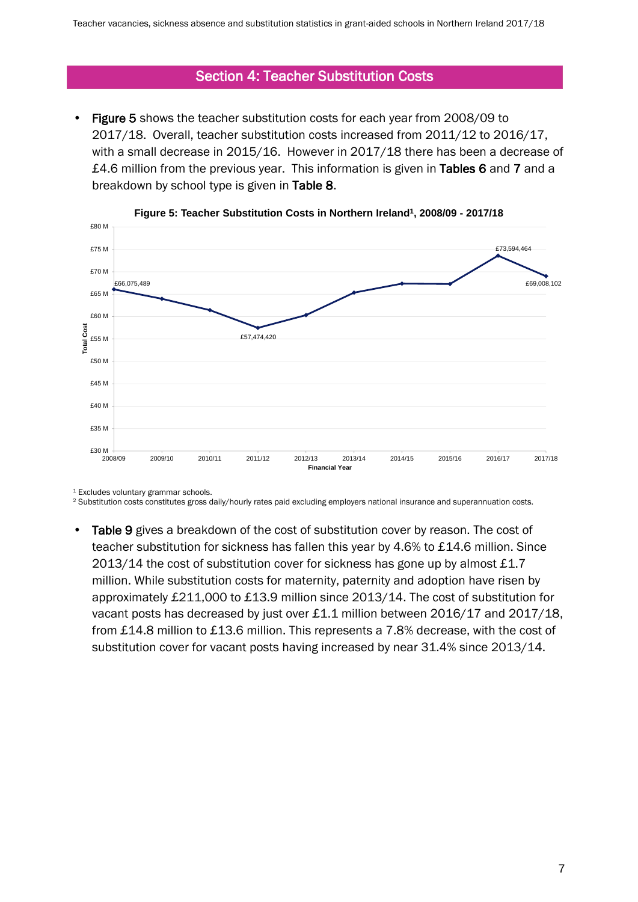## Section 4: Teacher Substitution Costs

- **Figure 5** shows the teacher substitution costs for each year from 2008/09 to 2017/18. Overall, teacher substitution costs increased from 2011/12 to 2016/17, with a small decrease in 2015/16. However in 2017/18 there has been a decrease of £4.6 million from the previous year. This information is given in **Tables 6** and **7** and a breakdown by school type is given in **Table 8**.

**Figure 5: Teacher Substitution Costs in Northern Ireland[1], 2008/09 - 2017/18**

[1] Excludes voluntary grammar schools.
[2] Substitution costs constitutes gross daily/hourly rates paid excluding employers national insurance and superannuation costs.

- **Table 9** gives a breakdown of the cost of substitution cover by reason. The cost of teacher substitution for sickness has fallen this year by 4.6% to £14.6 million. Since 2013/14 the cost of substitution cover for sickness has gone up by almost £1.7 million. While substitution costs for maternity, paternity and adoption have risen by approximately £211,000 to £13.9 million since 2013/14. The cost of substitution for vacant posts has decreased by just over £1.1 million between 2016/17 and 2017/18, from £14.8 million to £13.6 million. This represents a 7.8% decrease, with the cost of substitution cover for vacant posts having increased by near 31.4% since 2013/14.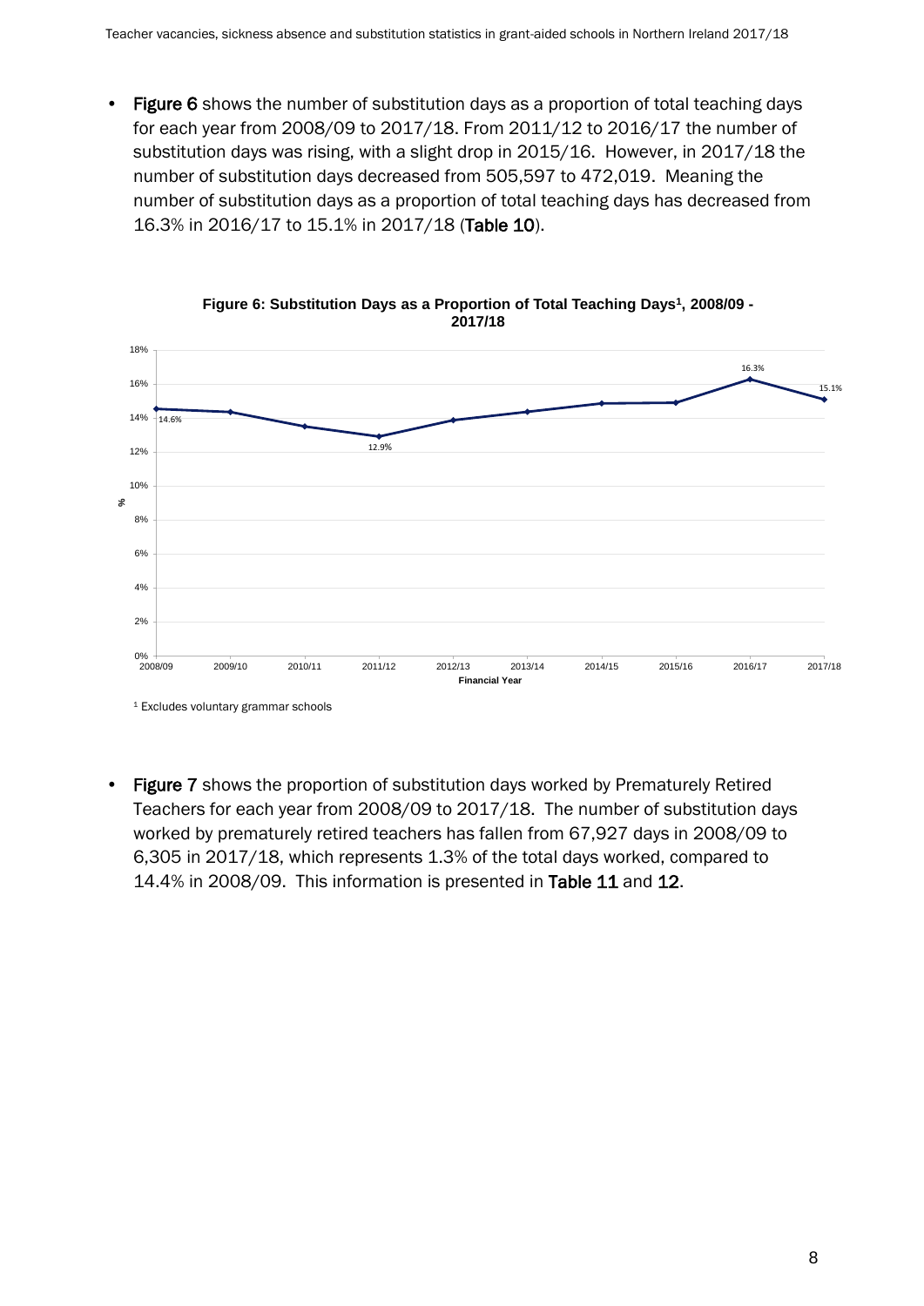- **Figure 6** shows the number of substitution days as a proportion of total teaching days for each year from 2008/09 to 2017/18. From 2011/12 to 2016/17 the number of substitution days was rising, with a slight drop in 2015/16. However, in 2017/18 the number of substitution days decreased from 505,597 to 472,019. Meaning the number of substitution days as a proportion of total teaching days has decreased from 16.3% in 2016/17 to 15.1% in 2017/18 (**Table 10**).

**Figure 6: Substitution Days as a Proportion of Total Teaching Days[1], 2008/09 - 2017/18**

[1] Excludes voluntary grammar schools

- **Figure 7** shows the proportion of substitution days worked by Prematurely Retired Teachers for each year from 2008/09 to 2017/18. The number of substitution days worked by prematurely retired teachers has fallen from 67,927 days in 2008/09 to 6,305 in 2017/18, which represents 1.3% of the total days worked, compared to 14.4% in 2008/09. This information is presented in **Table 11** and **12**.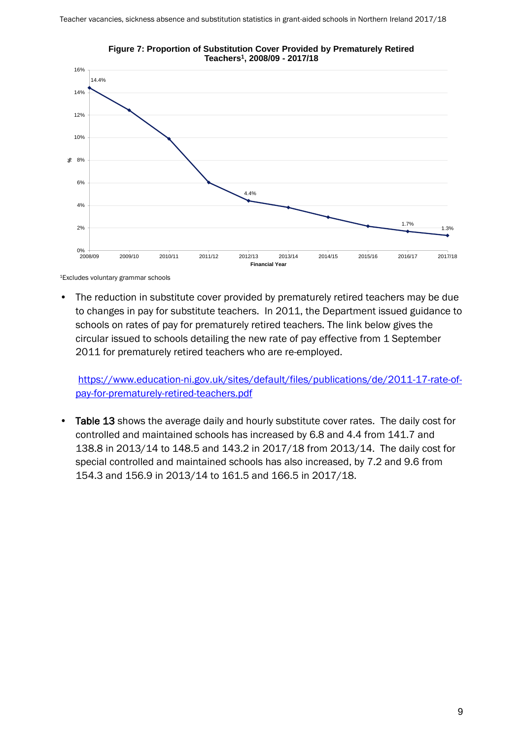**Figure 7: Proportion of Substitution Cover Provided by Prematurely Retired Teachers[1], 2008/09 - 2017/18**

[1]Excludes voluntary grammar schools

- The reduction in substitute cover provided by prematurely retired teachers may be due to changes in pay for substitute teachers. In 2011, the Department issued guidance to schools on rates of pay for prematurely retired teachers. The link below gives the circular issued to schools detailing the new rate of pay effective from 1 September 2011 for prematurely retired teachers who are re-employed.

  https://www.education-ni.gov.uk/sites/default/files/publications/de/2011-17-rate-of-pay-for-prematurely-retired-teachers.pdf

- **Table 13** shows the average daily and hourly substitute cover rates. The daily cost for controlled and maintained schools has increased by 6.8 and 4.4 from 141.7 and 138.8 in 2013/14 to 148.5 and 143.2 in 2017/18 from 2013/14. The daily cost for special controlled and maintained schools has also increased, by 7.2 and 9.6 from 154.3 and 156.9 in 2013/14 to 161.5 and 166.5 in 2017/18.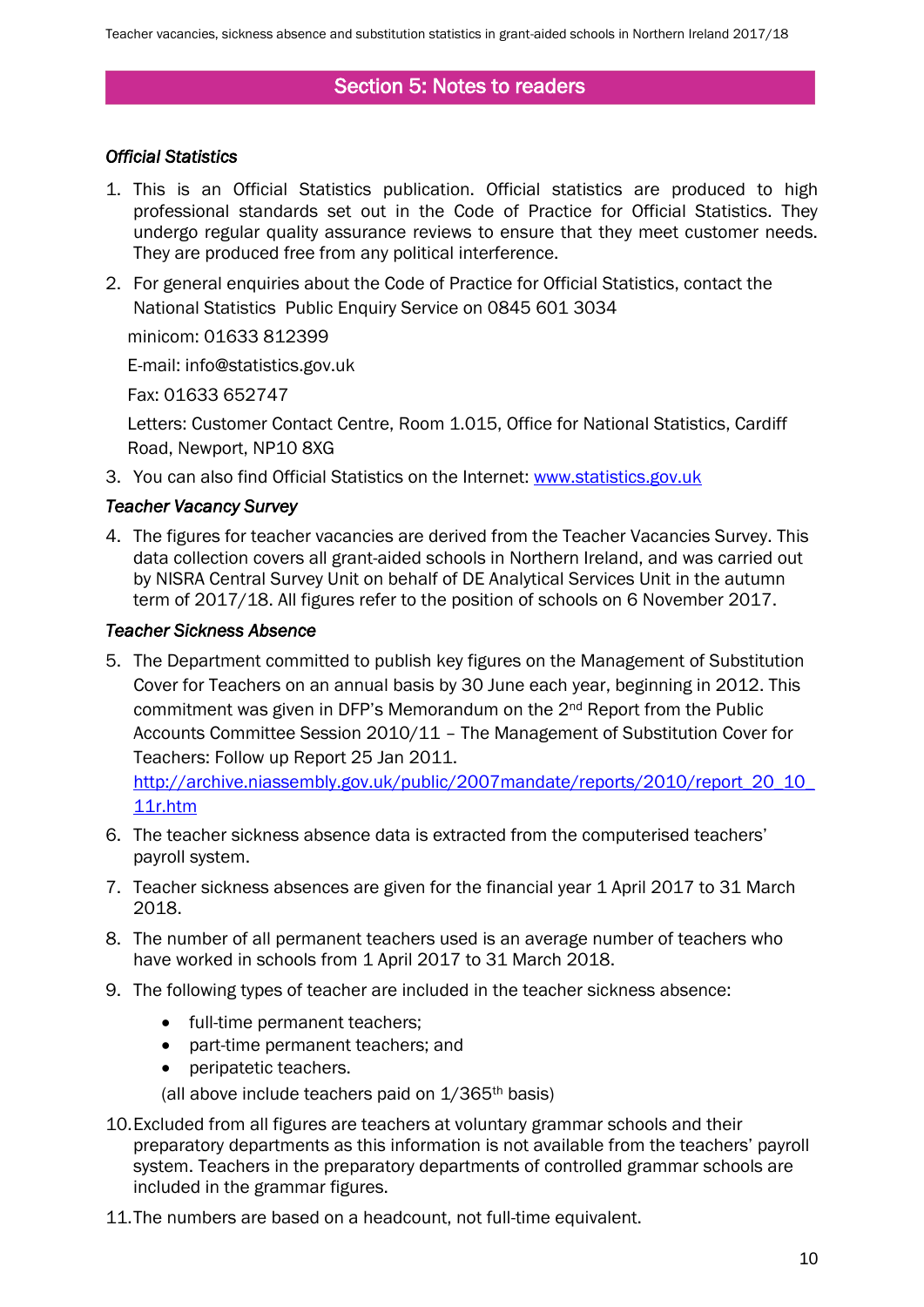## Section 5: Notes to readers

### *Official Statistics*

1. This is an Official Statistics publication. Official statistics are produced to high professional standards set out in the Code of Practice for Official Statistics. They undergo regular quality assurance reviews to ensure that they meet customer needs. They are produced free from any political interference.
2. For general enquiries about the Code of Practice for Official Statistics, contact the National Statistics Public Enquiry Service on 0845 601 3034

   minicom: 01633 812399

   E-mail: info@statistics.gov.uk

   Fax: 01633 652747

   Letters: Customer Contact Centre, Room 1.015, Office for National Statistics, Cardiff Road, Newport, NP10 8XG
3. You can also find Official Statistics on the Internet: [www.statistics.gov.uk](www.statistics.gov.uk)

### *Teacher Vacancy Survey*

4. The figures for teacher vacancies are derived from the Teacher Vacancies Survey. This data collection covers all grant-aided schools in Northern Ireland, and was carried out by NISRA Central Survey Unit on behalf of DE Analytical Services Unit in the autumn term of 2017/18. All figures refer to the position of schools on 6 November 2017.

### *Teacher Sickness Absence*

5. The Department committed to publish key figures on the Management of Substitution Cover for Teachers on an annual basis by 30 June each year, beginning in 2012. This commitment was given in DFP's Memorandum on the 2nd Report from the Public Accounts Committee Session 2010/11 – The Management of Substitution Cover for Teachers: Follow up Report 25 Jan 2011. [http://archive.niassembly.gov.uk/public/2007mandate/reports/2010/report_20_10_11r.htm](http://archive.niassembly.gov.uk/public/2007mandate/reports/2010/report_20_10_11r.htm)
6. The teacher sickness absence data is extracted from the computerised teachers' payroll system.
7. Teacher sickness absences are given for the financial year 1 April 2017 to 31 March 2018.
8. The number of all permanent teachers used is an average number of teachers who have worked in schools from 1 April 2017 to 31 March 2018.
9. The following types of teacher are included in the teacher sickness absence:
   - full-time permanent teachers;
   - part-time permanent teachers; and
   - peripatetic teachers.

   (all above include teachers paid on 1/365th basis)
10. Excluded from all figures are teachers at voluntary grammar schools and their preparatory departments as this information is not available from the teachers' payroll system. Teachers in the preparatory departments of controlled grammar schools are included in the grammar figures.
11. The numbers are based on a headcount, not full-time equivalent.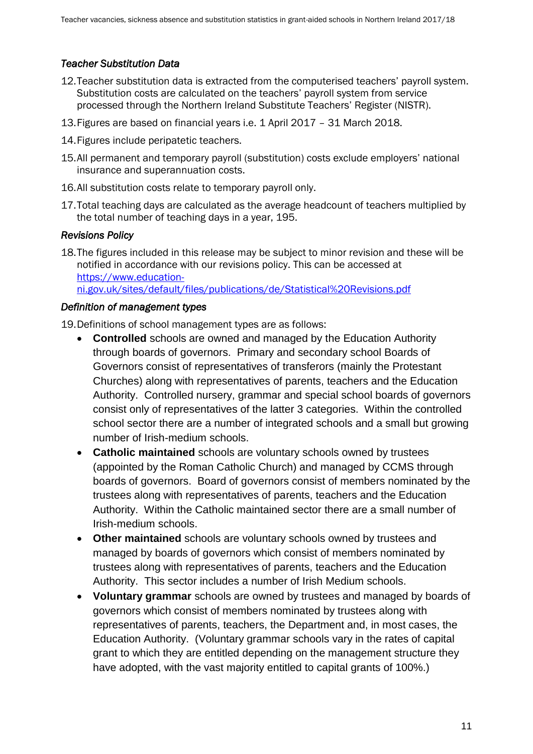### *Teacher Substitution Data*

12. Teacher substitution data is extracted from the computerised teachers' payroll system. Substitution costs are calculated on the teachers' payroll system from service processed through the Northern Ireland Substitute Teachers' Register (NISTR).
13. Figures are based on financial years i.e. 1 April 2017 – 31 March 2018.
14. Figures include peripatetic teachers.
15. All permanent and temporary payroll (substitution) costs exclude employers' national insurance and superannuation costs.
16. All substitution costs relate to temporary payroll only.
17. Total teaching days are calculated as the average headcount of teachers multiplied by the total number of teaching days in a year, 195.

### *Revisions Policy*

18. The figures included in this release may be subject to minor revision and these will be notified in accordance with our revisions policy. This can be accessed at [https://www.education-ni.gov.uk/sites/default/files/publications/de/Statistical%20Revisions.pdf](https://www.education-ni.gov.uk/sites/default/files/publications/de/Statistical%20Revisions.pdf)

### *Definition of management types*

19. Definitions of school management types are as follows:
    - **Controlled** schools are owned and managed by the Education Authority through boards of governors. Primary and secondary school Boards of Governors consist of representatives of transferors (mainly the Protestant Churches) along with representatives of parents, teachers and the Education Authority. Controlled nursery, grammar and special school boards of governors consist only of representatives of the latter 3 categories. Within the controlled school sector there are a number of integrated schools and a small but growing number of Irish-medium schools.
    - **Catholic maintained** schools are voluntary schools owned by trustees (appointed by the Roman Catholic Church) and managed by CCMS through boards of governors. Board of governors consist of members nominated by the trustees along with representatives of parents, teachers and the Education Authority. Within the Catholic maintained sector there are a small number of Irish-medium schools.
    - **Other maintained** schools are voluntary schools owned by trustees and managed by boards of governors which consist of members nominated by trustees along with representatives of parents, teachers and the Education Authority. This sector includes a number of Irish Medium schools.
    - **Voluntary grammar** schools are owned by trustees and managed by boards of governors which consist of members nominated by trustees along with representatives of parents, teachers, the Department and, in most cases, the Education Authority. (Voluntary grammar schools vary in the rates of capital grant to which they are entitled depending on the management structure they have adopted, with the vast majority entitled to capital grants of 100%.)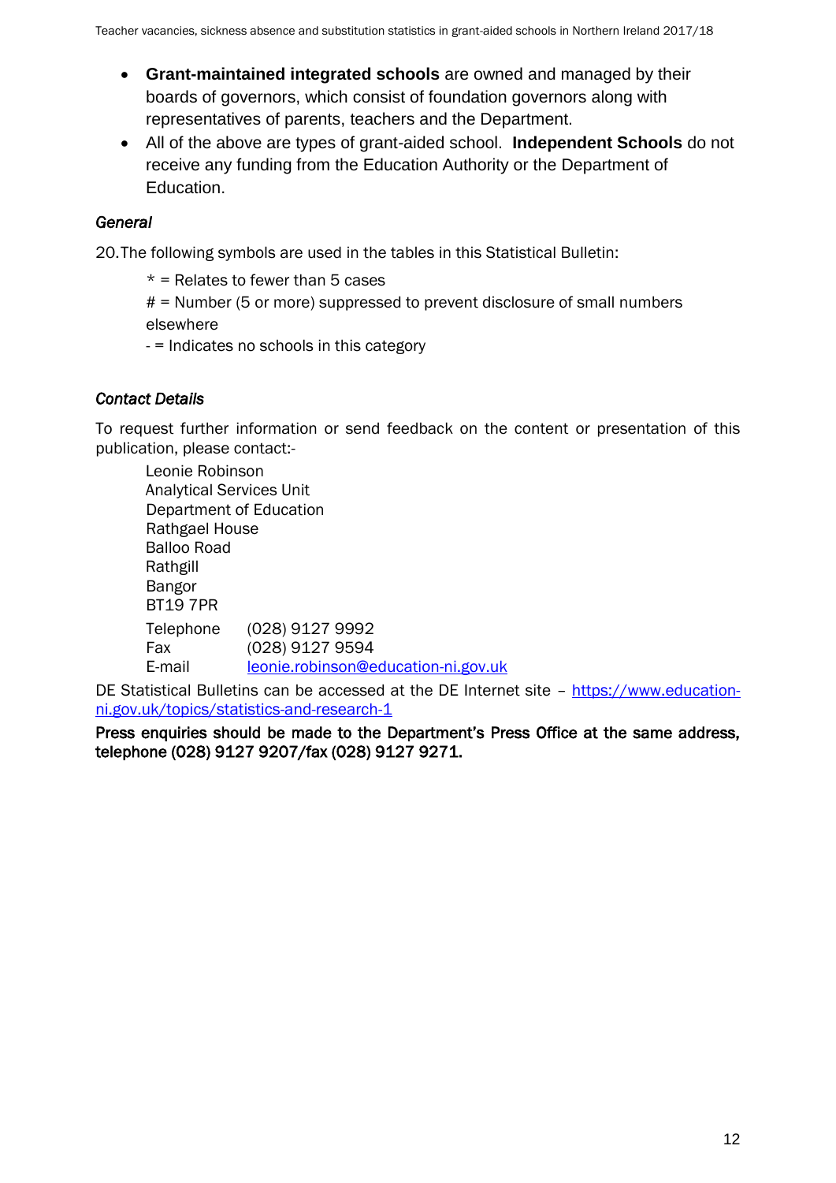- **Grant-maintained integrated schools** are owned and managed by their boards of governors, which consist of foundation governors along with representatives of parents, teachers and the Department.
- All of the above are types of grant-aided school. **Independent Schools** do not receive any funding from the Education Authority or the Department of Education.

### *General*

20. The following symbols are used in the tables in this Statistical Bulletin:

  * = Relates to fewer than 5 cases
  # = Number (5 or more) suppressed to prevent disclosure of small numbers elsewhere
  - = Indicates no schools in this category

### *Contact Details*

To request further information or send feedback on the content or presentation of this publication, please contact:-

Leonie Robinson
Analytical Services Unit
Department of Education
Rathgael House
Balloo Road
Rathgill
Bangor
BT19 7PR

Telephone (028) 9127 9992
Fax (028) 9127 9594
E-mail leonie.robinson@education-ni.gov.uk

DE Statistical Bulletins can be accessed at the DE Internet site – https://www.education-ni.gov.uk/topics/statistics-and-research-1

**Press enquiries should be made to the Department's Press Office at the same address, telephone (028) 9127 9207/fax (028) 9127 9271.**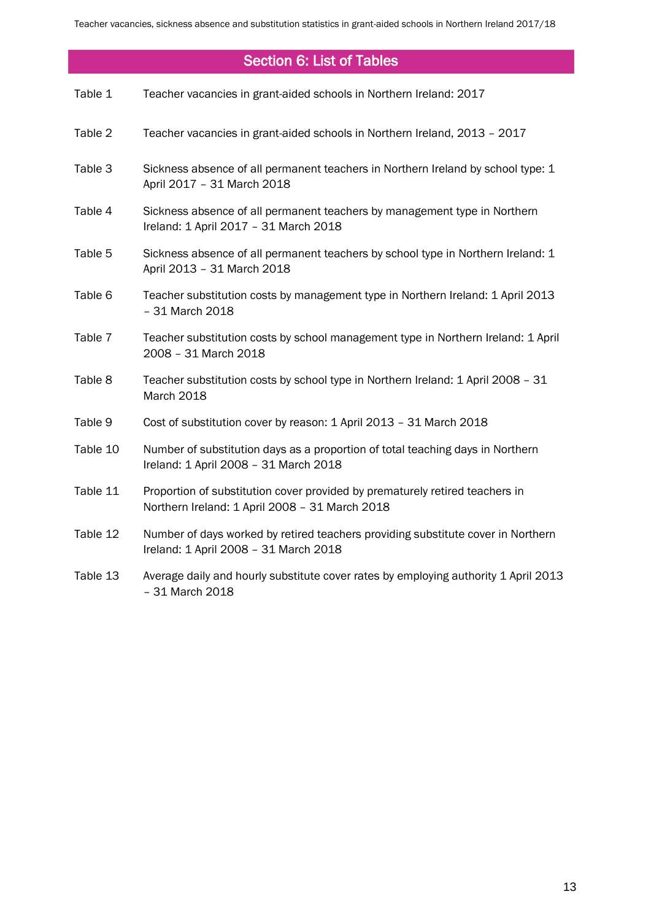## Section 6: List of Tables

| | |
|---|---|
| Table 1 | Teacher vacancies in grant-aided schools in Northern Ireland: 2017 |
| Table 2 | Teacher vacancies in grant-aided schools in Northern Ireland, 2013 – 2017 |
| Table 3 | Sickness absence of all permanent teachers in Northern Ireland by school type: 1 April 2017 – 31 March 2018 |
| Table 4 | Sickness absence of all permanent teachers by management type in Northern Ireland: 1 April 2017 – 31 March 2018 |
| Table 5 | Sickness absence of all permanent teachers by school type in Northern Ireland: 1 April 2013 – 31 March 2018 |
| Table 6 | Teacher substitution costs by management type in Northern Ireland: 1 April 2013 – 31 March 2018 |
| Table 7 | Teacher substitution costs by school management type in Northern Ireland: 1 April 2008 – 31 March 2018 |
| Table 8 | Teacher substitution costs by school type in Northern Ireland: 1 April 2008 – 31 March 2018 |
| Table 9 | Cost of substitution cover by reason: 1 April 2013 – 31 March 2018 |
| Table 10 | Number of substitution days as a proportion of total teaching days in Northern Ireland: 1 April 2008 – 31 March 2018 |
| Table 11 | Proportion of substitution cover provided by prematurely retired teachers in Northern Ireland: 1 April 2008 – 31 March 2018 |
| Table 12 | Number of days worked by retired teachers providing substitute cover in Northern Ireland: 1 April 2008 – 31 March 2018 |
| Table 13 | Average daily and hourly substitute cover rates by employing authority 1 April 2013 – 31 March 2018 |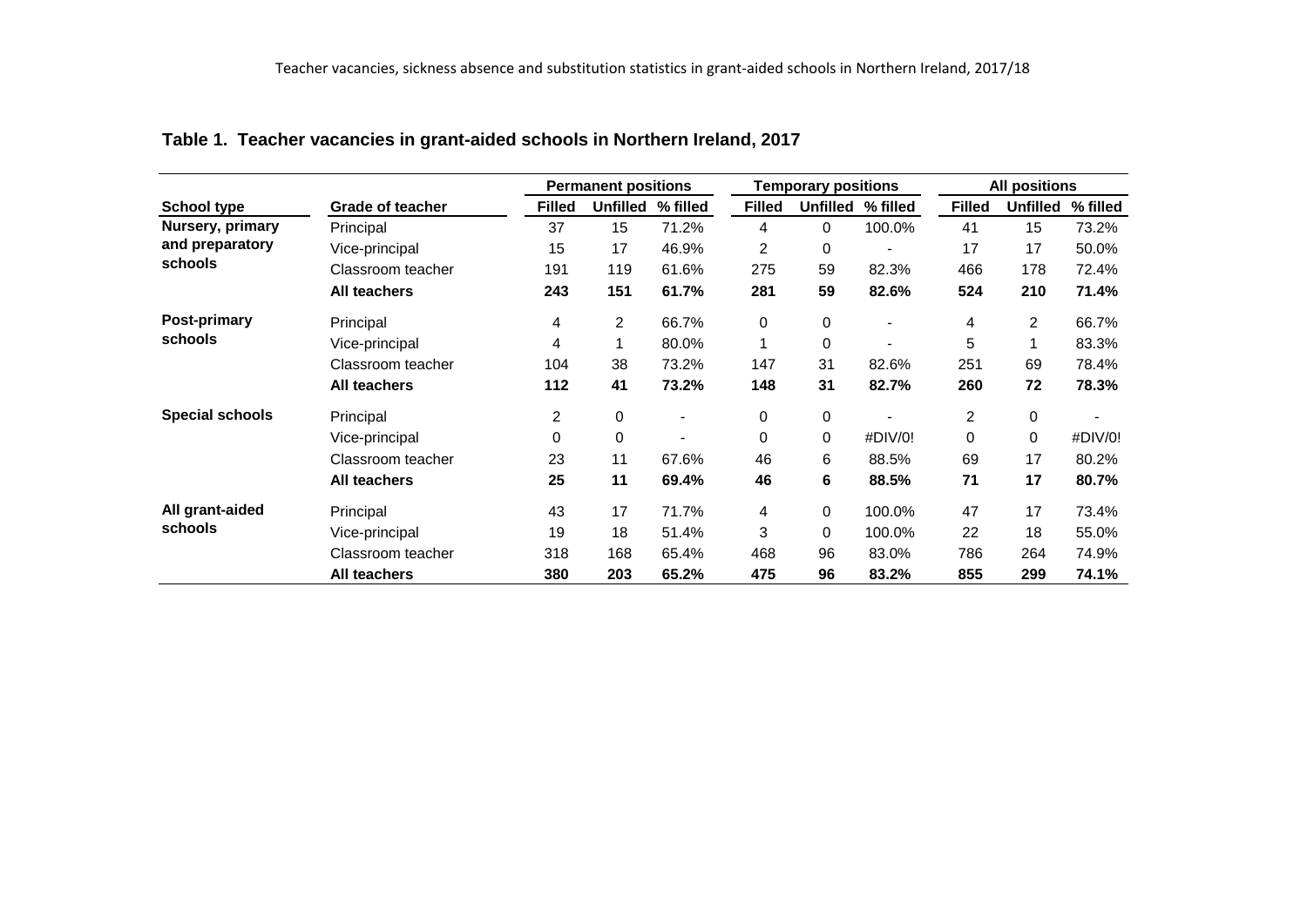**Table 1. Teacher vacancies in grant-aided schools in Northern Ireland, 2017**

| School type | Grade of teacher | Permanent positions | | | Temporary positions | | | All positions | | |
|---|---|---|---|---|---|---|---|---|---|---|
| | | Filled | Unfilled | % filled | Filled | Unfilled | % filled | Filled | Unfilled | % filled |
| Nursery, primary and preparatory schools | Principal | 37 | 15 | 71.2% | 4 | 0 | 100.0% | 41 | 15 | 73.2% |
| | Vice-principal | 15 | 17 | 46.9% | 2 | 0 | - | 17 | 17 | 50.0% |
| | Classroom teacher | 191 | 119 | 61.6% | 275 | 59 | 82.3% | 466 | 178 | 72.4% |
| | **All teachers** | **243** | **151** | **61.7%** | **281** | **59** | **82.6%** | **524** | **210** | **71.4%** |
| Post-primary schools | Principal | 4 | 2 | 66.7% | 0 | 0 | - | 4 | 2 | 66.7% |
| | Vice-principal | 4 | 1 | 80.0% | 1 | 0 | - | 5 | 1 | 83.3% |
| | Classroom teacher | 104 | 38 | 73.2% | 147 | 31 | 82.6% | 251 | 69 | 78.4% |
| | **All teachers** | **112** | **41** | **73.2%** | **148** | **31** | **82.7%** | **260** | **72** | **78.3%** |
| Special schools | Principal | 2 | 0 | - | 0 | 0 | - | 2 | 0 | - |
| | Vice-principal | 0 | 0 | - | 0 | 0 | #DIV/0! | 0 | 0 | #DIV/0! |
| | Classroom teacher | 23 | 11 | 67.6% | 46 | 6 | 88.5% | 69 | 17 | 80.2% |
| | **All teachers** | **25** | **11** | **69.4%** | **46** | **6** | **88.5%** | **71** | **17** | **80.7%** |
| All grant-aided schools | Principal | 43 | 17 | 71.7% | 4 | 0 | 100.0% | 47 | 17 | 73.4% |
| | Vice-principal | 19 | 18 | 51.4% | 3 | 0 | 100.0% | 22 | 18 | 55.0% |
| | Classroom teacher | 318 | 168 | 65.4% | 468 | 96 | 83.0% | 786 | 264 | 74.9% |
| | **All teachers** | **380** | **203** | **65.2%** | **475** | **96** | **83.2%** | **855** | **299** | **74.1%** |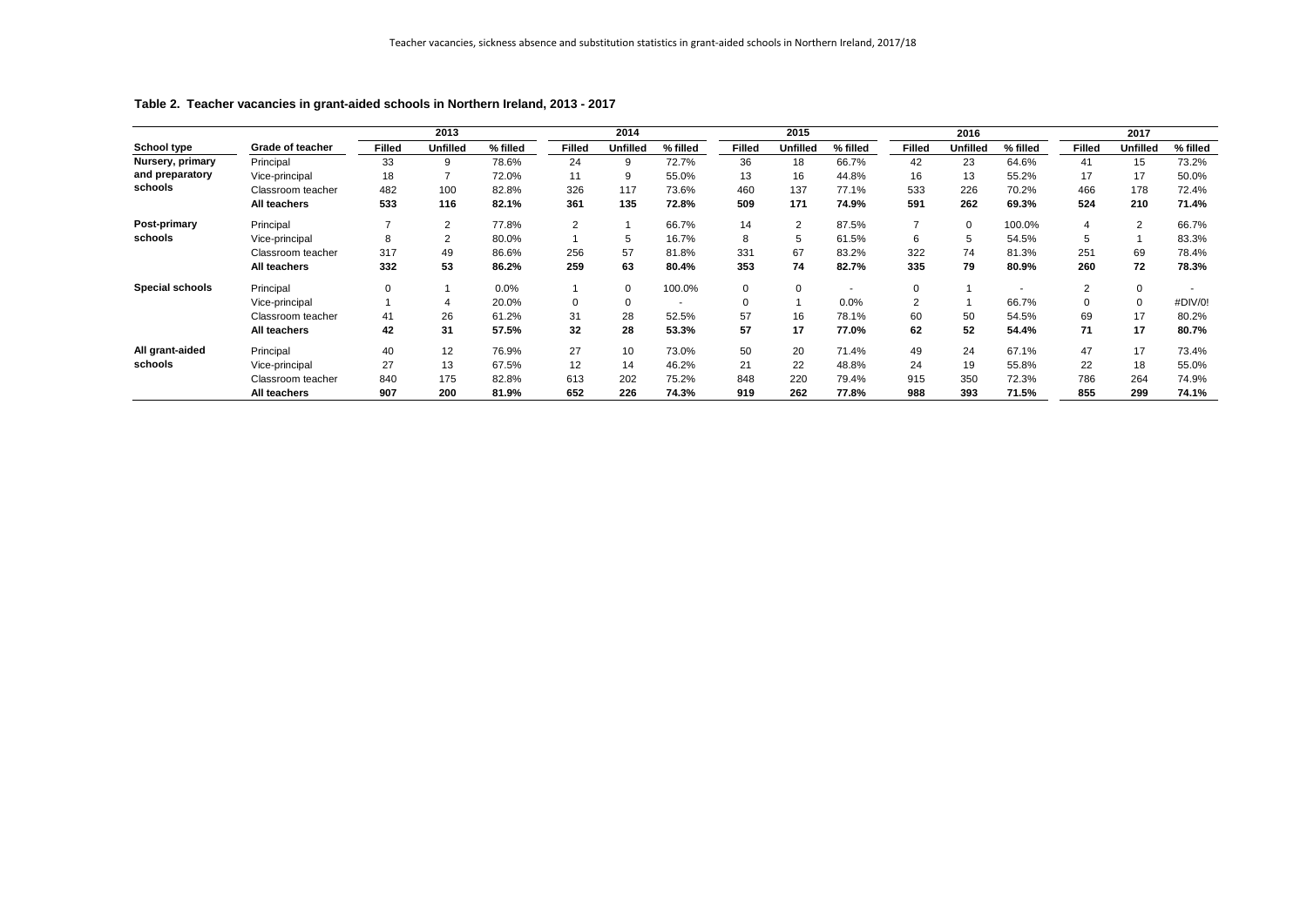**Table 2. Teacher vacancies in grant-aided schools in Northern Ireland, 2013 - 2017**

| School type | Grade of teacher | 2013 | | | 2014 | | | 2015 | | | 2016 | | | 2017 | | |
|---|---|---|---|---|---|---|---|---|---|---|---|---|---|---|---|---|
| | | Filled | Unfilled | % filled | Filled | Unfilled | % filled | Filled | Unfilled | % filled | Filled | Unfilled | % filled | Filled | Unfilled | % filled |
| Nursery, primary and preparatory schools | Principal | 33 | 9 | 78.6% | 24 | 9 | 72.7% | 36 | 18 | 66.7% | 42 | 23 | 64.6% | 41 | 15 | 73.2% |
| | Vice-principal | 18 | 7 | 72.0% | 11 | 9 | 55.0% | 13 | 16 | 44.8% | 16 | 13 | 55.2% | 17 | 17 | 50.0% |
| | Classroom teacher | 482 | 100 | 82.8% | 326 | 117 | 73.6% | 460 | 137 | 77.1% | 533 | 226 | 70.2% | 466 | 178 | 72.4% |
| | **All teachers** | **533** | **116** | **82.1%** | **361** | **135** | **72.8%** | **509** | **171** | **74.9%** | **591** | **262** | **69.3%** | **524** | **210** | **71.4%** |
| Post-primary schools | Principal | 7 | 2 | 77.8% | 2 | 1 | 66.7% | 14 | 2 | 87.5% | 7 | 0 | 100.0% | 4 | 2 | 66.7% |
| | Vice-principal | 8 | 2 | 80.0% | 1 | 5 | 16.7% | 8 | 5 | 61.5% | 6 | 5 | 54.5% | 5 | 1 | 83.3% |
| | Classroom teacher | 317 | 49 | 86.6% | 256 | 57 | 81.8% | 331 | 67 | 83.2% | 322 | 74 | 81.3% | 251 | 69 | 78.4% |
| | **All teachers** | **332** | **53** | **86.2%** | **259** | **63** | **80.4%** | **353** | **74** | **82.7%** | **335** | **79** | **80.9%** | **260** | **72** | **78.3%** |
| Special schools | Principal | 0 | 1 | 0.0% | 1 | 0 | 100.0% | 0 | 0 | - | 0 | 1 | - | 2 | 0 | - |
| | Vice-principal | 1 | 4 | 20.0% | 0 | 0 | - | 0 | 1 | 0.0% | 2 | 1 | 66.7% | 0 | 0 | #DIV/0! |
| | Classroom teacher | 41 | 26 | 61.2% | 31 | 28 | 52.5% | 57 | 16 | 78.1% | 60 | 50 | 54.5% | 69 | 17 | 80.2% |
| | **All teachers** | **42** | **31** | **57.5%** | **32** | **28** | **53.3%** | **57** | **17** | **77.0%** | **62** | **52** | **54.4%** | **71** | **17** | **80.7%** |
| All grant-aided schools | Principal | 40 | 12 | 76.9% | 27 | 10 | 73.0% | 50 | 20 | 71.4% | 49 | 24 | 67.1% | 47 | 17 | 73.4% |
| | Vice-principal | 27 | 13 | 67.5% | 12 | 14 | 46.2% | 21 | 22 | 48.8% | 24 | 19 | 55.8% | 22 | 18 | 55.0% |
| | Classroom teacher | 840 | 175 | 82.8% | 613 | 202 | 75.2% | 848 | 220 | 79.4% | 915 | 350 | 72.3% | 786 | 264 | 74.9% |
| | **All teachers** | **907** | **200** | **81.9%** | **652** | **226** | **74.3%** | **919** | **262** | **77.8%** | **988** | **393** | **71.5%** | **855** | **299** | **74.1%** |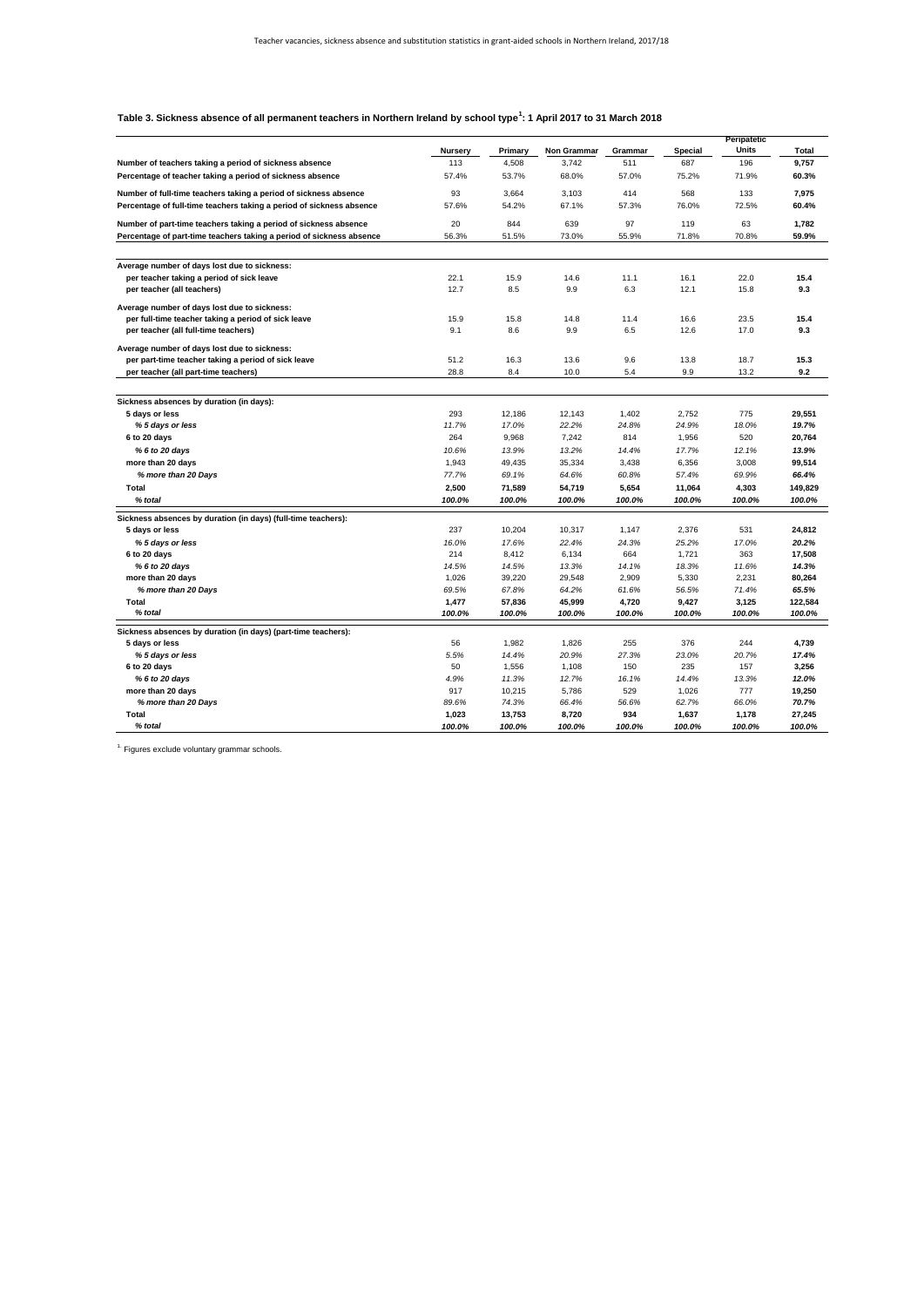### Table 3. Sickness absence of all permanent teachers in Northern Ireland by school type[1]: 1 April 2017 to 31 March 2018

| | Nursery | Primary | Non Grammar | Grammar | Special | Peripatetic Units | Total |
|---|---|---|---|---|---|---|---|
| Number of teachers taking a period of sickness absence | 113 | 4,508 | 3,742 | 511 | 687 | 196 | **9,757** |
| Percentage of teacher taking a period of sickness absence | 57.4% | 53.7% | 68.0% | 57.0% | 75.2% | 71.9% | **60.3%** |
| Number of full-time teachers taking a period of sickness absence | 93 | 3,664 | 3,103 | 414 | 568 | 133 | **7,975** |
| Percentage of full-time teachers taking a period of sickness absence | 57.6% | 54.2% | 67.1% | 57.3% | 76.0% | 72.5% | **60.4%** |
| Number of part-time teachers taking a period of sickness absence | 20 | 844 | 639 | 97 | 119 | 63 | **1,782** |
| Percentage of part-time teachers taking a period of sickness absence | 56.3% | 51.5% | 73.0% | 55.9% | 71.8% | 70.8% | **59.9%** |
| **Average number of days lost due to sickness:** | | | | | | | |
| **per teacher taking a period of sick leave** | 22.1 | 15.9 | 14.6 | 11.1 | 16.1 | 22.0 | **15.4** |
| **per teacher (all teachers)** | 12.7 | 8.5 | 9.9 | 6.3 | 12.1 | 15.8 | **9.3** |
| **Average number of days lost due to sickness:** | | | | | | | |
| **per full-time teacher taking a period of sick leave** | 15.9 | 15.8 | 14.8 | 11.4 | 16.6 | 23.5 | **15.4** |
| **per teacher (all full-time teachers)** | 9.1 | 8.6 | 9.9 | 6.5 | 12.6 | 17.0 | **9.3** |
| **Average number of days lost due to sickness:** | | | | | | | |
| **per part-time teacher taking a period of sick leave** | 51.2 | 16.3 | 13.6 | 9.6 | 13.8 | 18.7 | **15.3** |
| **per teacher (all part-time teachers)** | 28.8 | 8.4 | 10.0 | 5.4 | 9.9 | 13.2 | **9.2** |
| **Sickness absences by duration (in days):** | | | | | | | |
| **5 days or less** | 293 | 12,186 | 12,143 | 1,402 | 2,752 | 775 | **29,551** |
| ***% 5 days or less*** | *11.7%* | *17.0%* | *22.2%* | *24.8%* | *24.9%* | *18.0%* | ***19.7%*** |
| **6 to 20 days** | 264 | 9,968 | 7,242 | 814 | 1,956 | 520 | **20,764** |
| ***% 6 to 20 days*** | *10.6%* | *13.9%* | *13.2%* | *14.4%* | *17.7%* | *12.1%* | ***13.9%*** |
| **more than 20 days** | 1,943 | 49,435 | 35,334 | 3,438 | 6,356 | 3,008 | **99,514** |
| ***% more than 20 Days*** | *77.7%* | *69.1%* | *64.6%* | *60.8%* | *57.4%* | *69.9%* | ***66.4%*** |
| **Total** | **2,500** | **71,589** | **54,719** | **5,654** | **11,064** | **4,303** | **149,829** |
| ***% total*** | ***100.0%*** | ***100.0%*** | ***100.0%*** | ***100.0%*** | ***100.0%*** | ***100.0%*** | ***100.0%*** |
| **Sickness absences by duration (in days) (full-time teachers):** | | | | | | | |
| **5 days or less** | 237 | 10,204 | 10,317 | 1,147 | 2,376 | 531 | **24,812** |
| ***% 5 days or less*** | *16.0%* | *17.6%* | *22.4%* | *24.3%* | *25.2%* | *17.0%* | ***20.2%*** |
| **6 to 20 days** | 214 | 8,412 | 6,134 | 664 | 1,721 | 363 | **17,508** |
| ***% 6 to 20 days*** | *14.5%* | *14.5%* | *13.3%* | *14.1%* | *18.3%* | *11.6%* | ***14.3%*** |
| **more than 20 days** | 1,026 | 39,220 | 29,548 | 2,909 | 5,330 | 2,231 | **80,264** |
| ***% more than 20 Days*** | *69.5%* | *67.8%* | *64.2%* | *61.6%* | *56.5%* | *71.4%* | ***65.5%*** |
| **Total** | **1,477** | **57,836** | **45,999** | **4,720** | **9,427** | **3,125** | **122,584** |
| ***% total*** | ***100.0%*** | ***100.0%*** | ***100.0%*** | ***100.0%*** | ***100.0%*** | ***100.0%*** | ***100.0%*** |
| **Sickness absences by duration (in days) (part-time teachers):** | | | | | | | |
| **5 days or less** | 56 | 1,982 | 1,826 | 255 | 376 | 244 | **4,739** |
| ***% 5 days or less*** | *5.5%* | *14.4%* | *20.9%* | *27.3%* | *23.0%* | *20.7%* | ***17.4%*** |
| **6 to 20 days** | 50 | 1,556 | 1,108 | 150 | 235 | 157 | **3,256** |
| ***% 6 to 20 days*** | *4.9%* | *11.3%* | *12.7%* | *16.1%* | *14.4%* | *13.3%* | ***12.0%*** |
| **more than 20 days** | 917 | 10,215 | 5,786 | 529 | 1,026 | 777 | **19,250** |
| ***% more than 20 Days*** | *89.6%* | *74.3%* | *66.4%* | *56.6%* | *62.7%* | *66.0%* | ***70.7%*** |
| **Total** | **1,023** | **13,753** | **8,720** | **934** | **1,637** | **1,178** | **27,245** |
| ***% total*** | ***100.0%*** | ***100.0%*** | ***100.0%*** | ***100.0%*** | ***100.0%*** | ***100.0%*** | ***100.0%*** |

[1] Figures exclude voluntary grammar schools.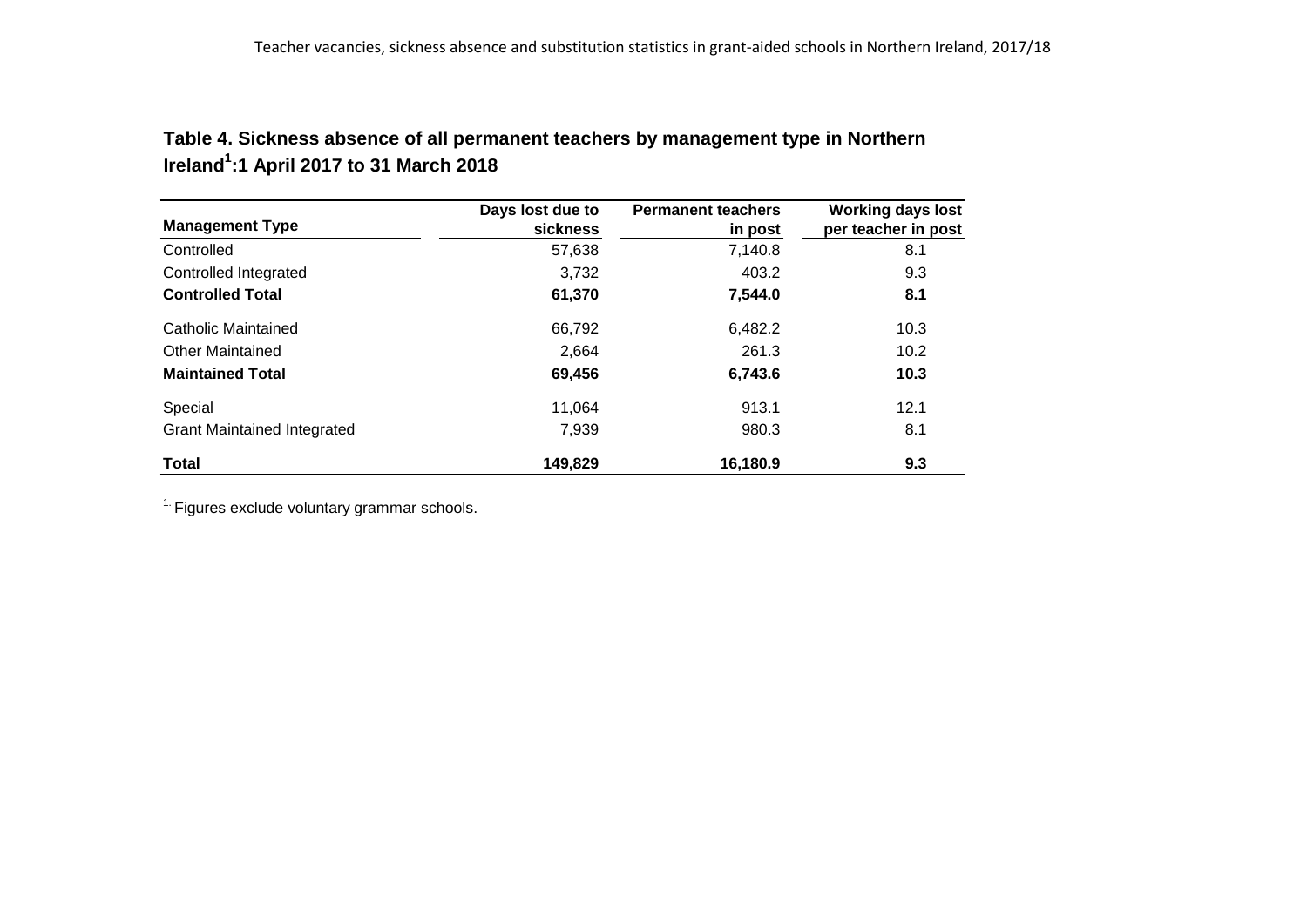**Table 4. Sickness absence of all permanent teachers by management type in Northern Ireland[1]: 1 April 2017 to 31 March 2018**

| Management Type | Days lost due to sickness | Permanent teachers in post | Working days lost per teacher in post |
|---|---|---|---|
| Controlled | 57,638 | 7,140.8 | 8.1 |
| Controlled Integrated | 3,732 | 403.2 | 9.3 |
| **Controlled Total** | **61,370** | **7,544.0** | **8.1** |
| Catholic Maintained | 66,792 | 6,482.2 | 10.3 |
| Other Maintained | 2,664 | 261.3 | 10.2 |
| **Maintained Total** | **69,456** | **6,743.6** | **10.3** |
| Special | 11,064 | 913.1 | 12.1 |
| Grant Maintained Integrated | 7,939 | 980.3 | 8.1 |
| **Total** | **149,829** | **16,180.9** | **9.3** |

[1] Figures exclude voluntary grammar schools.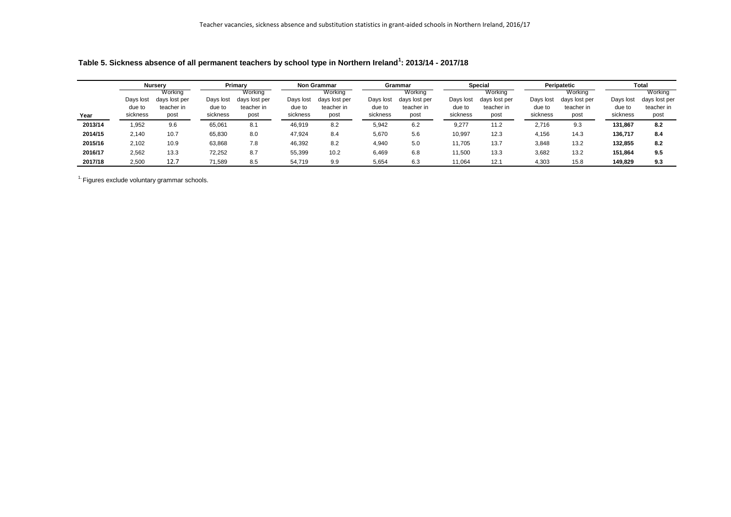**Table 5. Sickness absence of all permanent teachers by school type in Northern Ireland[1]: 2013/14 - 2017/18**

| | Nursery | | Primary | | Non Grammar | | Grammar | | Special | | Peripatetic | | Total | |
|---|---|---|---|---|---|---|---|---|---|---|---|---|---|---|
| Year | Days lost due to sickness | Working days lost per teacher in post | Days lost due to sickness | Working days lost per teacher in post | Days lost due to sickness | Working days lost per teacher in post | Days lost due to sickness | Working days lost per teacher in post | Days lost due to sickness | Working days lost per teacher in post | Days lost due to sickness | Working days lost per teacher in post | Days lost due to sickness | Working days lost per teacher in post |
| **2013/14** | 1,952 | 9.6 | 65,061 | 8.1 | 46,919 | 8.2 | 5,942 | 6.2 | 9,277 | 11.2 | 2,716 | 9.3 | **131,867** | **8.2** |
| **2014/15** | 2,140 | 10.7 | 65,830 | 8.0 | 47,924 | 8.4 | 5,670 | 5.6 | 10,997 | 12.3 | 4,156 | 14.3 | **136,717** | **8.4** |
| **2015/16** | 2,102 | 10.9 | 63,868 | 7.8 | 46,392 | 8.2 | 4,940 | 5.0 | 11,705 | 13.7 | 3,848 | 13.2 | **132,855** | **8.2** |
| **2016/17** | 2,562 | 13.3 | 72,252 | 8.7 | 55,399 | 10.2 | 6,469 | 6.8 | 11,500 | 13.3 | 3,682 | 13.2 | **151,864** | **9.5** |
| **2017/18** | 2,500 | 12.7 | 71,589 | 8.5 | 54,719 | 9.9 | 5,654 | 6.3 | 11,064 | 12.1 | 4,303 | 15.8 | **149,829** | **9.3** |

[1] Figures exclude voluntary grammar schools.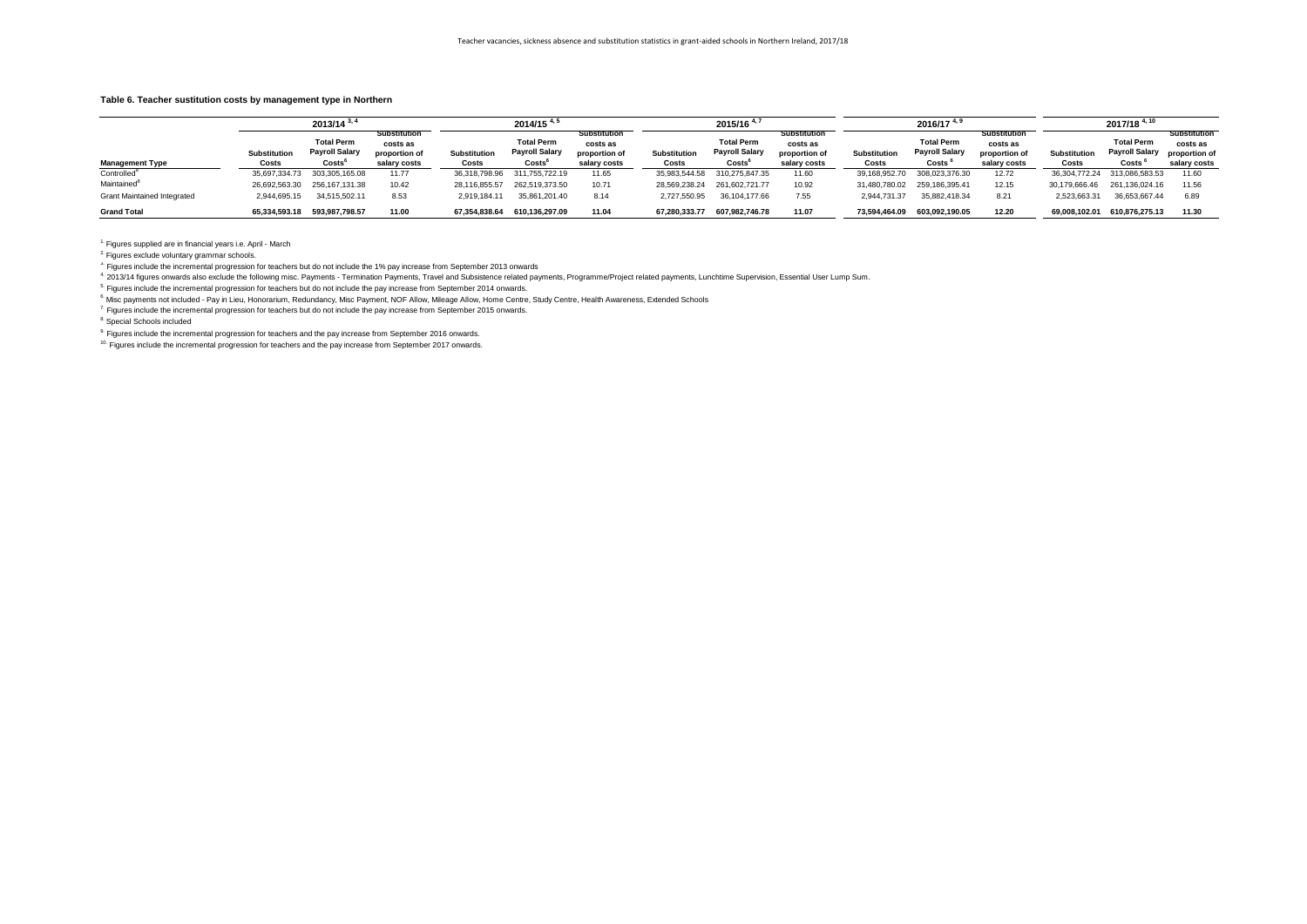**Table 6. Teacher sustitution costs by management type in Northern**

| Management Type | 2013/14 [3, 4] | | | 2014/15 [4, 5] | | | 2015/16 [4, 7] | | | 2016/17 [4, 9] | | | 2017/18 [4, 10] | | |
|---|---|---|---|---|---|---|---|---|---|---|---|---|---|---|---|
| | Substitution Costs | Total Perm Payroll Salary Costs[6] | Substitution costs as proportion of salary costs | Substitution Costs | Total Perm Payroll Salary Costs[6] | Substitution costs as proportion of salary costs | Substitution Costs | Total Perm Payroll Salary Costs[6] | Substitution costs as proportion of salary costs | Substitution Costs | Total Perm Payroll Salary Costs [6] | Substitution costs as proportion of salary costs | Substitution Costs | Total Perm Payroll Salary Costs [6] | Substitution costs as proportion of salary costs |
| Controlled[8] | 35,697,334.73 | 303,305,165.08 | 11.77 | 36,318,798.96 | 311,755,722.19 | 11.65 | 35,983,544.58 | 310,275,847.35 | 11.60 | 39,168,952.70 | 308,023,376.30 | 12.72 | 36,304,772.24 | 313,086,583.53 | 11.60 |
| Maintained[8] | 26,692,563.30 | 256,167,131.38 | 10.42 | 28,116,855.57 | 262,519,373.50 | 10.71 | 28,569,238.24 | 261,602,721.77 | 10.92 | 31,480,780.02 | 259,186,395.41 | 12.15 | 30,179,666.46 | 261,136,024.16 | 11.56 |
| Grant Maintained Integrated | 2,944,695.15 | 34,515,502.11 | 8.53 | 2,919,184.11 | 35,861,201.40 | 8.14 | 2,727,550.95 | 36,104,177.66 | 7.55 | 2,944,731.37 | 35,882,418.34 | 8.21 | 2,523,663.31 | 36,653,667.44 | 6.89 |
| **Grand Total** | **65,334,593.18** | **593,987,798.57** | **11.00** | **67,354,838.64** | **610,136,297.09** | **11.04** | **67,280,333.77** | **607,982,746.78** | **11.07** | **73,594,464.09** | **603,092,190.05** | **12.20** | **69,008,102.01** | **610,876,275.13** | **11.30** |

1. Figures supplied are in financial years i.e. April - March
2. Figures exclude voluntary grammar schools.
3. Figures include the incremental progression for teachers but do not include the 1% pay increase from September 2013 onwards
4. 2013/14 figures onwards also exclude the following misc. Payments - Termination Payments, Travel and Subsistence related payments, Programme/Project related payments, Lunchtime Supervision, Essential User Lump Sum.
5. Figures include the incremental progression for teachers but do not include the pay increase from September 2014 onwards.
6. Misc payments not included - Pay in Lieu, Honorarium, Redundancy, Misc Payment, NOF Allow, Mileage Allow, Home Centre, Study Centre, Health Awareness, Extended Schools
7. Figures include the incremental progression for teachers but do not include the pay increase from September 2015 onwards.
8. Special Schools included
9. Figures include the incremental progression for teachers and the pay increase from September 2016 onwards.
10. Figures include the incremental progression for teachers and the pay increase from September 2017 onwards.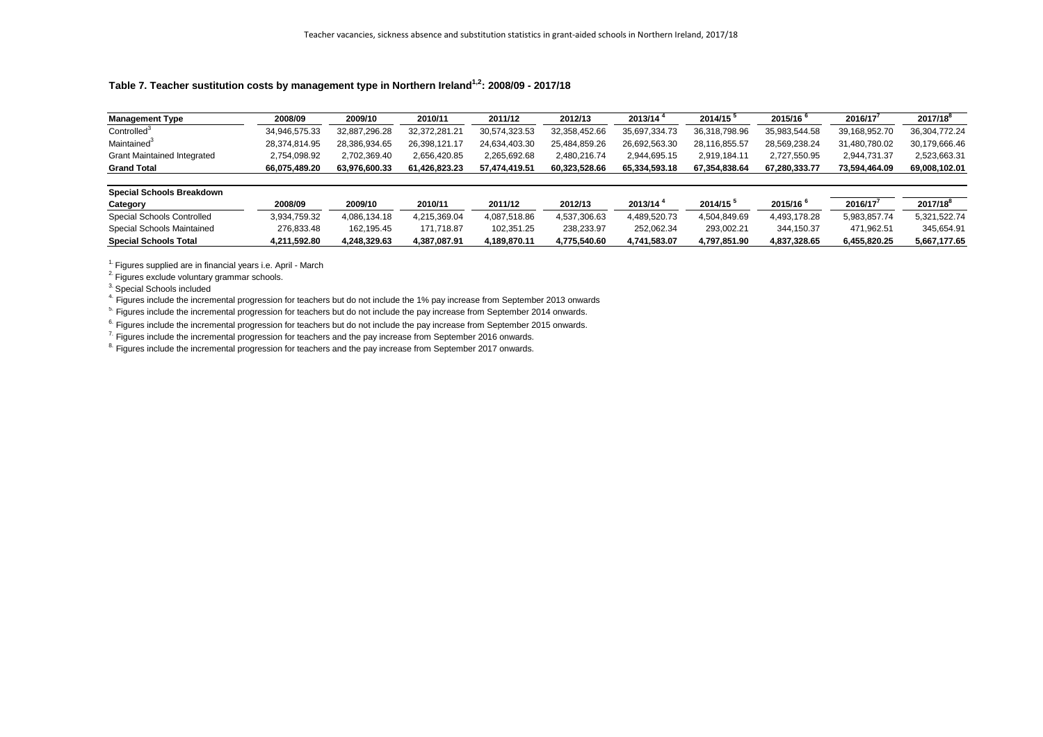## Table 7. Teacher sustitution costs by management type in Northern Ireland[1,2]: 2008/09 - 2017/18

| Management Type | 2008/09 | 2009/10 | 2010/11 | 2011/12 | 2012/13 | 2013/14 [4] | 2014/15 [5] | 2015/16 [6] | 2016/17[7] | 2017/18[8] |
|---|---|---|---|---|---|---|---|---|---|---|
| Controlled[3] | 34,946,575.33 | 32,887,296.28 | 32,372,281.21 | 30,574,323.53 | 32,358,452.66 | 35,697,334.73 | 36,318,798.96 | 35,983,544.58 | 39,168,952.70 | 36,304,772.24 |
| Maintained[3] | 28,374,814.95 | 28,386,934.65 | 26,398,121.17 | 24,634,403.30 | 25,484,859.26 | 26,692,563.30 | 28,116,855.57 | 28,569,238.24 | 31,480,780.02 | 30,179,666.46 |
| Grant Maintained Integrated | 2,754,098.92 | 2,702,369.40 | 2,656,420.85 | 2,265,692.68 | 2,480,216.74 | 2,944,695.15 | 2,919,184.11 | 2,727,550.95 | 2,944,731.37 | 2,523,663.31 |
| **Grand Total** | **66,075,489.20** | **63,976,600.33** | **61,426,823.23** | **57,474,419.51** | **60,323,528.66** | **65,334,593.18** | **67,354,838.64** | **67,280,333.77** | **73,594,464.09** | **69,008,102.01** |

**Special Schools Breakdown**

| Category | 2008/09 | 2009/10 | 2010/11 | 2011/12 | 2012/13 | 2013/14 [4] | 2014/15 [5] | 2015/16 [6] | 2016/17[7] | 2017/18[8] |
|---|---|---|---|---|---|---|---|---|---|---|
| Special Schools Controlled | 3,934,759.32 | 4,086,134.18 | 4,215,369.04 | 4,087,518.86 | 4,537,306.63 | 4,489,520.73 | 4,504,849.69 | 4,493,178.28 | 5,983,857.74 | 5,321,522.74 |
| Special Schools Maintained | 276,833.48 | 162,195.45 | 171,718.87 | 102,351.25 | 238,233.97 | 252,062.34 | 293,002.21 | 344,150.37 | 471,962.51 | 345,654.91 |
| **Special Schools Total** | **4,211,592.80** | **4,248,329.63** | **4,387,087.91** | **4,189,870.11** | **4,775,540.60** | **4,741,583.07** | **4,797,851.90** | **4,837,328.65** | **6,455,820.25** | **5,667,177.65** |

1. Figures supplied are in financial years i.e. April - March
2. Figures exclude voluntary grammar schools.
3. Special Schools included
4. Figures include the incremental progression for teachers but do not include the 1% pay increase from September 2013 onwards
5. Figures include the incremental progression for teachers but do not include the pay increase from September 2014 onwards.
6. Figures include the incremental progression for teachers but do not include the pay increase from September 2015 onwards.
7. Figures include the incremental progression for teachers and the pay increase from September 2016 onwards.
8. Figures include the incremental progression for teachers and the pay increase from September 2017 onwards.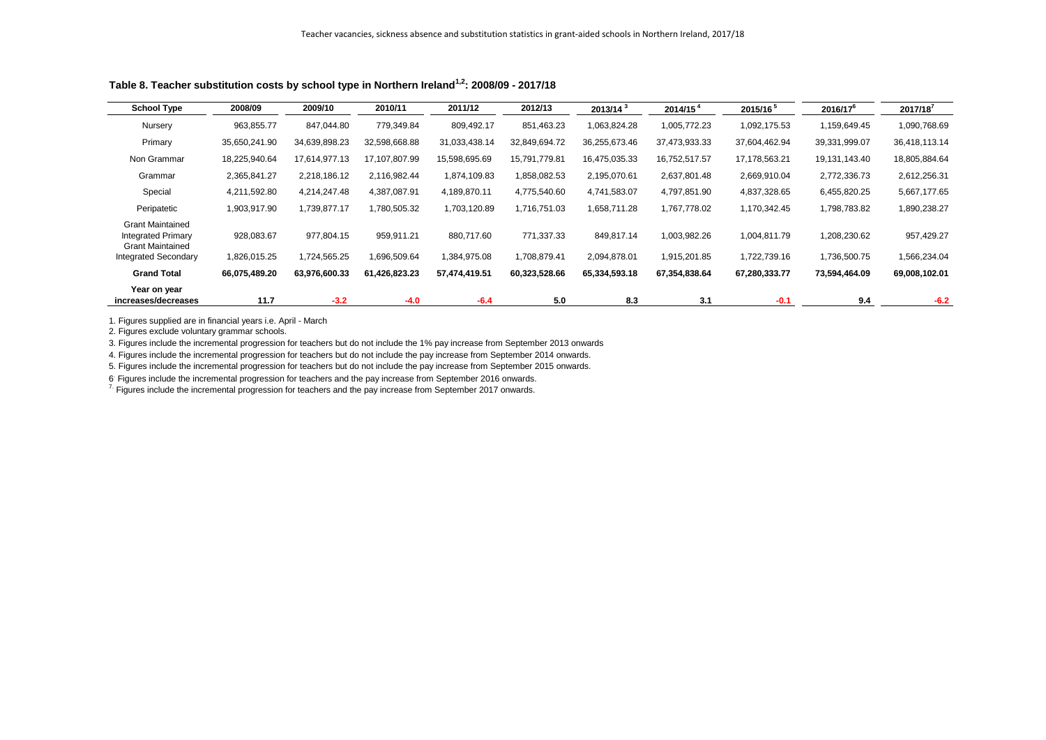**Table 8. Teacher substitution costs by school type in Northern Ireland[1,2]: 2008/09 - 2017/18**

| School Type | 2008/09 | 2009/10 | 2010/11 | 2011/12 | 2012/13 | 2013/14 [3] | 2014/15 [4] | 2015/16 [5] | 2016/17[6] | 2017/18[7] |
|---|---|---|---|---|---|---|---|---|---|---|
| Nursery | 963,855.77 | 847,044.80 | 779,349.84 | 809,492.17 | 851,463.23 | 1,063,824.28 | 1,005,772.23 | 1,092,175.53 | 1,159,649.45 | 1,090,768.69 |
| Primary | 35,650,241.90 | 34,639,898.23 | 32,598,668.88 | 31,033,438.14 | 32,849,694.72 | 36,255,673.46 | 37,473,933.33 | 37,604,462.94 | 39,331,999.07 | 36,418,113.14 |
| Non Grammar | 18,225,940.64 | 17,614,977.13 | 17,107,807.99 | 15,598,695.69 | 15,791,779.81 | 16,475,035.33 | 16,752,517.57 | 17,178,563.21 | 19,131,143.40 | 18,805,884.64 |
| Grammar | 2,365,841.27 | 2,218,186.12 | 2,116,982.44 | 1,874,109.83 | 1,858,082.53 | 2,195,070.61 | 2,637,801.48 | 2,669,910.04 | 2,772,336.73 | 2,612,256.31 |
| Special | 4,211,592.80 | 4,214,247.48 | 4,387,087.91 | 4,189,870.11 | 4,775,540.60 | 4,741,583.07 | 4,797,851.90 | 4,837,328.65 | 6,455,820.25 | 5,667,177.65 |
| Peripatetic | 1,903,917.90 | 1,739,877.17 | 1,780,505.32 | 1,703,120.89 | 1,716,751.03 | 1,658,711.28 | 1,767,778.02 | 1,170,342.45 | 1,798,783.82 | 1,890,238.27 |
| Grant Maintained Integrated Primary | 928,083.67 | 977,804.15 | 959,911.21 | 880,717.60 | 771,337.33 | 849,817.14 | 1,003,982.26 | 1,004,811.79 | 1,208,230.62 | 957,429.27 |
| Grant Maintained Integrated Secondary | 1,826,015.25 | 1,724,565.25 | 1,696,509.64 | 1,384,975.08 | 1,708,879.41 | 2,094,878.01 | 1,915,201.85 | 1,722,739.16 | 1,736,500.75 | 1,566,234.04 |
| **Grand Total** | **66,075,489.20** | **63,976,600.33** | **61,426,823.23** | **57,474,419.51** | **60,323,528.66** | **65,334,593.18** | **67,354,838.64** | **67,280,333.77** | **73,594,464.09** | **69,008,102.01** |
| **Year on year increases/decreases** | **11.7** | **-3.2** | **-4.0** | **-6.4** | **5.0** | **8.3** | **3.1** | **-0.1** | **9.4** | **-6.2** |

1. Figures supplied are in financial years i.e. April - March
2. Figures exclude voluntary grammar schools.
3. Figures include the incremental progression for teachers but do not include the 1% pay increase from September 2013 onwards
4. Figures include the incremental progression for teachers but do not include the pay increase from September 2014 onwards.
5. Figures include the incremental progression for teachers but do not include the pay increase from September 2015 onwards.
6. Figures include the incremental progression for teachers and the pay increase from September 2016 onwards.
7. Figures include the incremental progression for teachers and the pay increase from September 2017 onwards.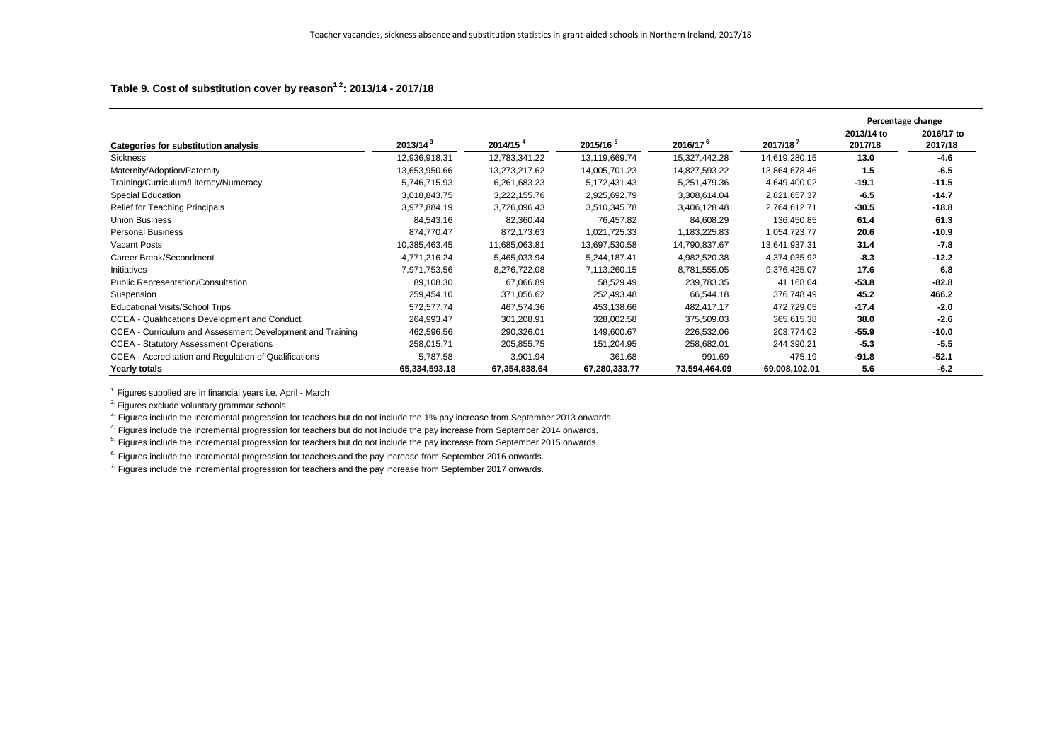### Table 9. Cost of substitution cover by reason[1,2]: 2013/14 - 2017/18

| Categories for substitution analysis | 2013/14 [3] | 2014/15 [4] | 2015/16 [5] | 2016/17 [6] | 2017/18 [7] | Percentage change | |
|---|---|---|---|---|---|---|---|
| | | | | | | 2013/14 to 2017/18 | 2016/17 to 2017/18 |
| Sickness | 12,936,918.31 | 12,783,341.22 | 13,119,669.74 | 15,327,442.28 | 14,619,280.15 | **13.0** | **-4.6** |
| Maternity/Adoption/Paternity | 13,653,950.66 | 13,273,217.62 | 14,005,701.23 | 14,827,593.22 | 13,864,678.46 | **1.5** | **-6.5** |
| Training/Curriculum/Literacy/Numeracy | 5,746,715.93 | 6,261,683.23 | 5,172,431.43 | 5,251,479.36 | 4,649,400.02 | **-19.1** | **-11.5** |
| Special Education | 3,018,843.75 | 3,222,155.76 | 2,925,692.79 | 3,308,614.04 | 2,821,657.37 | **-6.5** | **-14.7** |
| Relief for Teaching Principals | 3,977,884.19 | 3,726,096.43 | 3,510,345.78 | 3,406,128.48 | 2,764,612.71 | **-30.5** | **-18.8** |
| Union Business | 84,543.16 | 82,360.44 | 76,457.82 | 84,608.29 | 136,450.85 | **61.4** | **61.3** |
| Personal Business | 874,770.47 | 872,173.63 | 1,021,725.33 | 1,183,225.83 | 1,054,723.77 | **20.6** | **-10.9** |
| Vacant Posts | 10,385,463.45 | 11,685,063.81 | 13,697,530.58 | 14,790,837.67 | 13,641,937.31 | **31.4** | **-7.8** |
| Career Break/Secondment | 4,771,216.24 | 5,465,033.94 | 5,244,187.41 | 4,982,520.38 | 4,374,035.92 | **-8.3** | **-12.2** |
| Initiatives | 7,971,753.56 | 8,276,722.08 | 7,113,260.15 | 8,781,555.05 | 9,376,425.07 | **17.6** | **6.8** |
| Public Representation/Consultation | 89,108.30 | 67,066.89 | 58,529.49 | 239,783.35 | 41,168.04 | **-53.8** | **-82.8** |
| Suspension | 259,454.10 | 371,056.62 | 252,493.48 | 66,544.18 | 376,748.49 | **45.2** | **466.2** |
| Educational Visits/School Trips | 572,577.74 | 467,574.36 | 453,138.66 | 482,417.17 | 472,729.05 | **-17.4** | **-2.0** |
| CCEA - Qualifications Development and Conduct | 264,993.47 | 301,208.91 | 328,002.58 | 375,509.03 | 365,615.38 | **38.0** | **-2.6** |
| CCEA - Curriculum and Assessment Development and Training | 462,596.56 | 290,326.01 | 149,600.67 | 226,532.06 | 203,774.02 | **-55.9** | **-10.0** |
| CCEA - Statutory Assessment Operations | 258,015.71 | 205,855.75 | 151,204.95 | 258,682.01 | 244,390.21 | **-5.3** | **-5.5** |
| CCEA - Accreditation and Regulation of Qualifications | 5,787.58 | 3,901.94 | 361.68 | 991.69 | 475.19 | **-91.8** | **-52.1** |
| **Yearly totals** | **65,334,593.18** | **67,354,838.64** | **67,280,333.77** | **73,594,464.09** | **69,008,102.01** | **5.6** | **-6.2** |

[1] Figures supplied are in financial years i.e. April - March

[2] Figures exclude voluntary grammar schools.

[3] Figures include the incremental progression for teachers but do not include the 1% pay increase from September 2013 onwards

[4] Figures include the incremental progression for teachers but do not include the pay increase from September 2014 onwards.

[5] Figures include the incremental progression for teachers but do not include the pay increase from September 2015 onwards.

[6] Figures include the incremental progression for teachers and the pay increase from September 2016 onwards.

[7] Figures include the incremental progression for teachers and the pay increase from September 2017 onwards.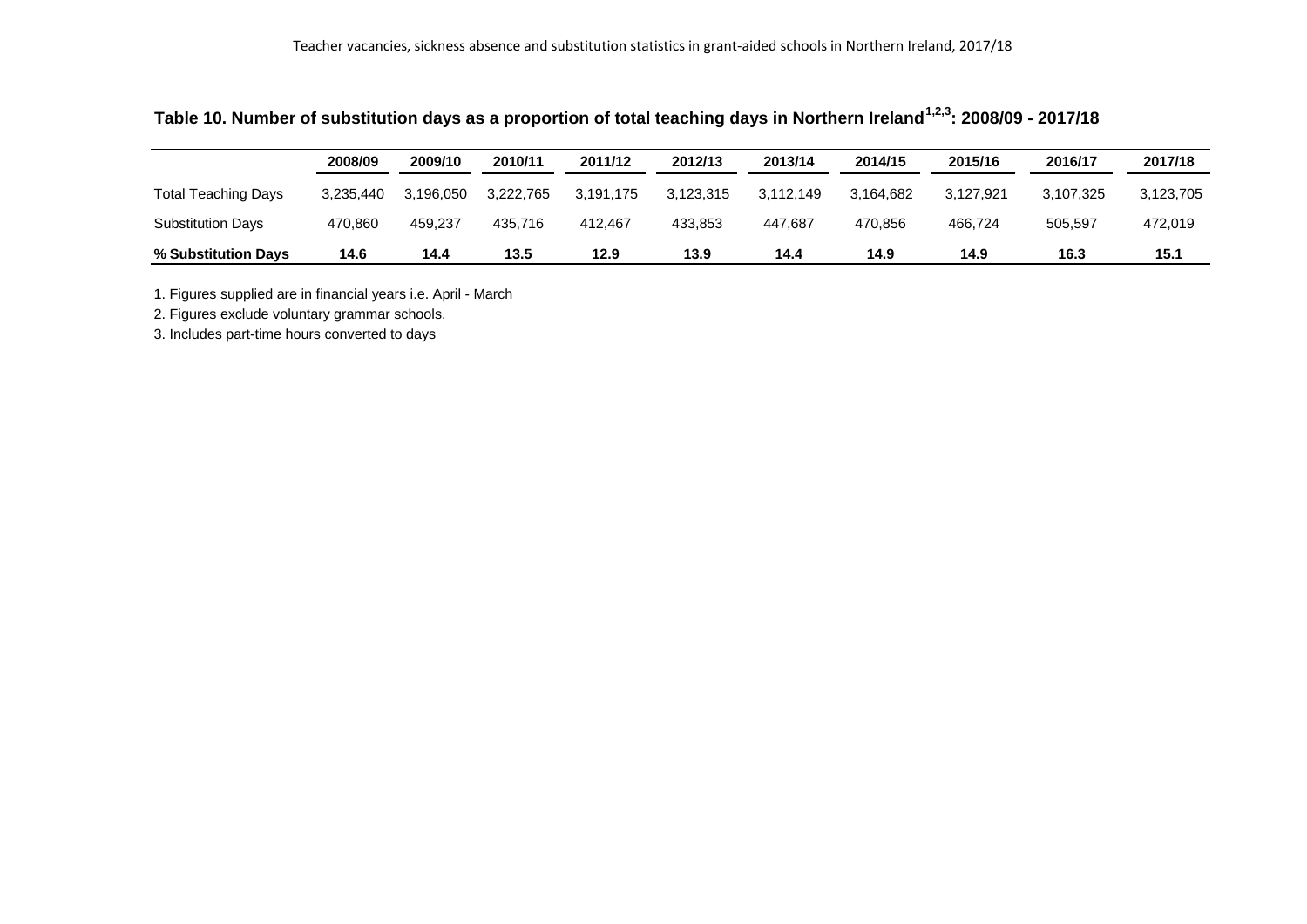## Table 10. Number of substitution days as a proportion of total teaching days in Northern Ireland[1,2,3]: 2008/09 - 2017/18

| | 2008/09 | 2009/10 | 2010/11 | 2011/12 | 2012/13 | 2013/14 | 2014/15 | 2015/16 | 2016/17 | 2017/18 |
|---|---|---|---|---|---|---|---|---|---|---|
| Total Teaching Days | 3,235,440 | 3,196,050 | 3,222,765 | 3,191,175 | 3,123,315 | 3,112,149 | 3,164,682 | 3,127,921 | 3,107,325 | 3,123,705 |
| Substitution Days | 470,860 | 459,237 | 435,716 | 412,467 | 433,853 | 447,687 | 470,856 | 466,724 | 505,597 | 472,019 |
| **% Substitution Days** | **14.6** | **14.4** | **13.5** | **12.9** | **13.9** | **14.4** | **14.9** | **14.9** | **16.3** | **15.1** |

1. Figures supplied are in financial years i.e. April - March
2. Figures exclude voluntary grammar schools.
3. Includes part-time hours converted to days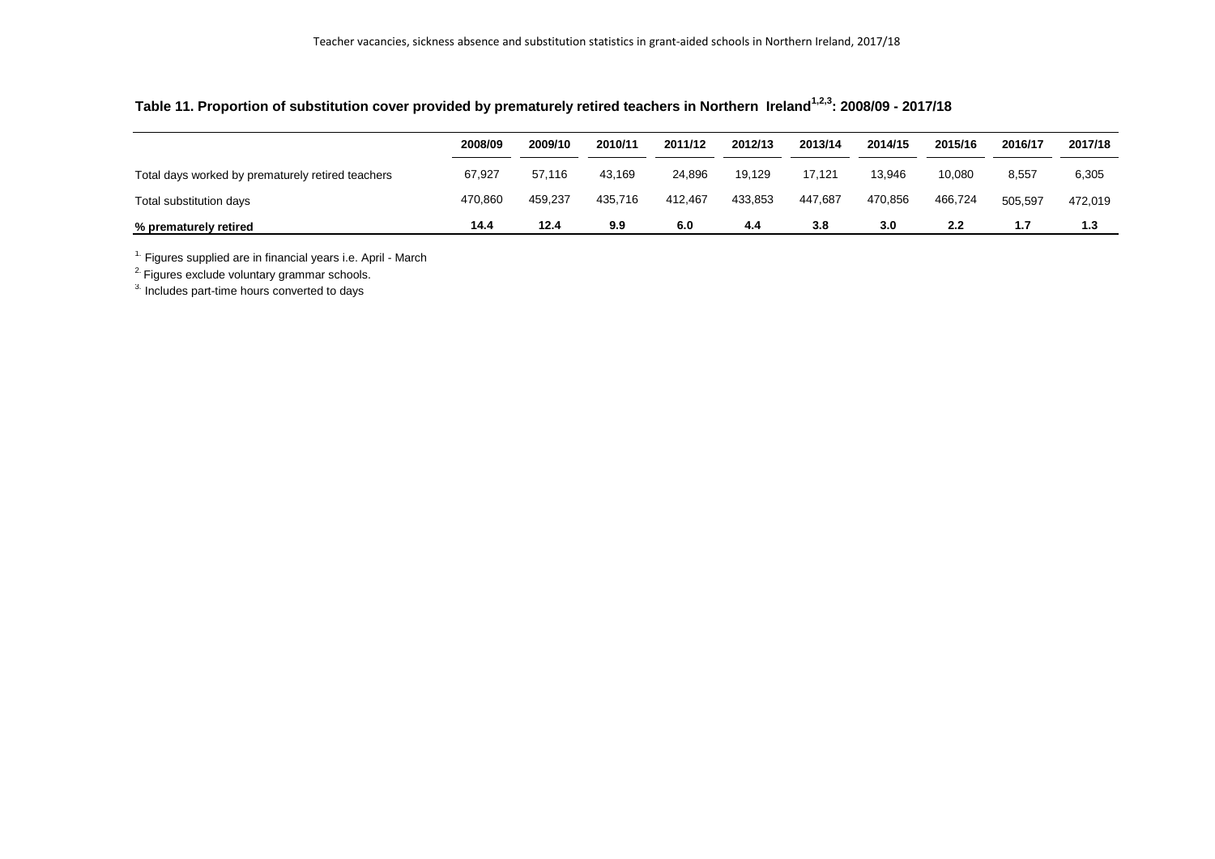## Table 11. Proportion of substitution cover provided by prematurely retired teachers in Northern Ireland[1,2,3]: 2008/09 - 2017/18

| | 2008/09 | 2009/10 | 2010/11 | 2011/12 | 2012/13 | 2013/14 | 2014/15 | 2015/16 | 2016/17 | 2017/18 |
|---|---|---|---|---|---|---|---|---|---|---|
| Total days worked by prematurely retired teachers | 67,927 | 57,116 | 43,169 | 24,896 | 19,129 | 17,121 | 13,946 | 10,080 | 8,557 | 6,305 |
| Total substitution days | 470,860 | 459,237 | 435,716 | 412,467 | 433,853 | 447,687 | 470,856 | 466,724 | 505,597 | 472,019 |
| **% prematurely retired** | **14.4** | **12.4** | **9.9** | **6.0** | **4.4** | **3.8** | **3.0** | **2.2** | **1.7** | **1.3** |

1. Figures supplied are in financial years i.e. April - March
2. Figures exclude voluntary grammar schools.
3. Includes part-time hours converted to days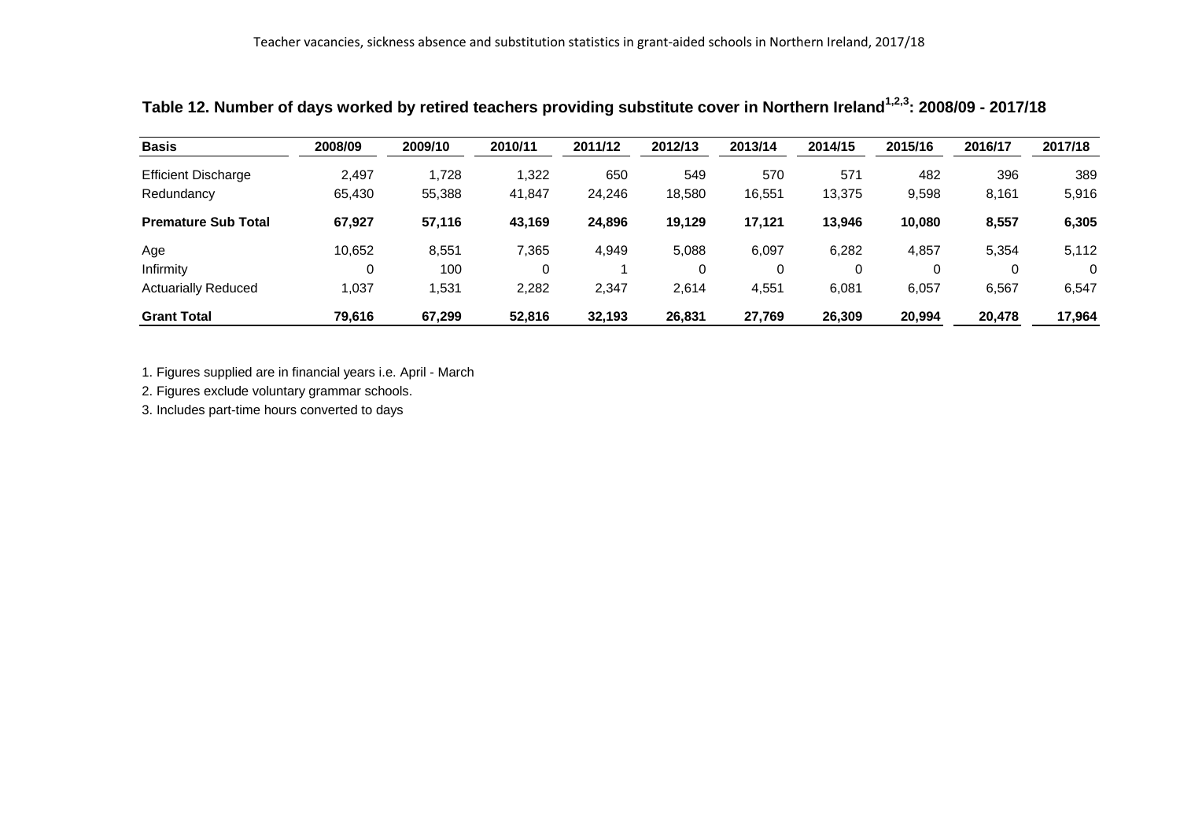## Table 12. Number of days worked by retired teachers providing substitute cover in Northern Ireland[1,2,3]: 2008/09 - 2017/18

| Basis | 2008/09 | 2009/10 | 2010/11 | 2011/12 | 2012/13 | 2013/14 | 2014/15 | 2015/16 | 2016/17 | 2017/18 |
|---|---|---|---|---|---|---|---|---|---|---|
| Efficient Discharge | 2,497 | 1,728 | 1,322 | 650 | 549 | 570 | 571 | 482 | 396 | 389 |
| Redundancy | 65,430 | 55,388 | 41,847 | 24,246 | 18,580 | 16,551 | 13,375 | 9,598 | 8,161 | 5,916 |
| **Premature Sub Total** | **67,927** | **57,116** | **43,169** | **24,896** | **19,129** | **17,121** | **13,946** | **10,080** | **8,557** | **6,305** |
| Age | 10,652 | 8,551 | 7,365 | 4,949 | 5,088 | 6,097 | 6,282 | 4,857 | 5,354 | 5,112 |
| Infirmity | 0 | 100 | 0 | 1 | 0 | 0 | 0 | 0 | 0 | 0 |
| Actuarially Reduced | 1,037 | 1,531 | 2,282 | 2,347 | 2,614 | 4,551 | 6,081 | 6,057 | 6,567 | 6,547 |
| **Grant Total** | **79,616** | **67,299** | **52,816** | **32,193** | **26,831** | **27,769** | **26,309** | **20,994** | **20,478** | **17,964** |

1. Figures supplied are in financial years i.e. April - March
2. Figures exclude voluntary grammar schools.
3. Includes part-time hours converted to days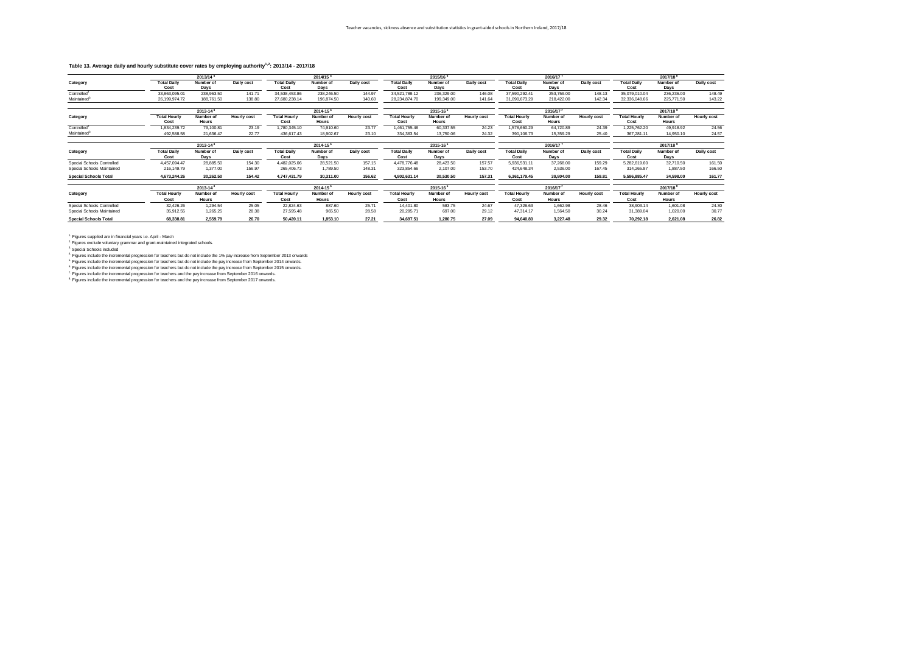Table 13. Average daily and hourly substitute cover rates by employing authority[1,2]: 2013/14 - 2017/18

| Category | 2013/14[4] | | | 2014/15[5] | | | 2015/16[6] | | | 2016/17[7] | | | 2017/18[8] | | |
|---|---|---|---|---|---|---|---|---|---|---|---|---|---|---|---|
| | Total Daily Cost | Number of Days | Daily cost | Total Daily Cost | Number of Days | Daily cost | Total Daily Cost | Number of Days | Daily cost | Total Daily Cost | Number of Days | Daily cost | Total Daily Cost | Number of Days | Daily cost |
| Controlled[3] | 33,863,095.01 | 238,963.50 | 141.71 | 34,538,453.86 | 238,246.50 | 144.97 | 34,521,789.12 | 236,329.00 | 146.08 | 37,590,292.41 | 253,759.00 | 148.13 | 35,079,010.04 | 236,236.00 | 148.49 |
| Maintained[3] | 26,199,974.72 | 188,761.50 | 138.80 | 27,680,238.14 | 196,874.50 | 140.60 | 28,234,874.70 | 199,349.00 | 141.64 | 31,090,673.29 | 218,422.00 | 142.34 | 32,336,048.66 | 225,771.50 | 143.22 |

| Category | 2013-14[4] | | | 2014-15[5] | | | 2015-16[6] | | | 2016/17[7] | | | 2017/18[8] | | |
|---|---|---|---|---|---|---|---|---|---|---|---|---|---|---|---|
| | Total Hourly Cost | Number of Hours | Hourly cost | Total Hourly Cost | Number of Hours | Hourly cost | Total Hourly Cost | Number of Hours | Hourly cost | Total Hourly Cost | Number of Hours | Hourly cost | Total Hourly Cost | Number of Hours | Hourly cost |
| Controlled[3] | 1,834,239.72 | 79,100.81 | 23.19 | 1,780,345.10 | 74,910.60 | 23.77 | 1,461,755.46 | 60,337.55 | 24.23 | 1,578,660.29 | 64,720.89 | 24.39 | 1,225,762.20 | 49,918.92 | 24.56 |
| Maintained[3] | 492,588.58 | 21,636.47 | 22.77 | 436,617.43 | 18,902.67 | 23.10 | 334,363.54 | 13,750.06 | 24.32 | 390,106.73 | 15,359.29 | 25.40 | 367,281.11 | 14,950.10 | 24.57 |

| Category | 2013-14[4] | | | 2014-15[5] | | | 2015-16[6] | | | 2016/17[7] | | | 2017/18[8] | | |
|---|---|---|---|---|---|---|---|---|---|---|---|---|---|---|---|
| | Total Daily Cost | Number of Days | Daily cost | Total Daily Cost | Number of Days | Daily cost | Total Daily Cost | Number of Days | Daily cost | Total Daily Cost | Number of Days | Daily cost | Total Daily Cost | Number of Days | Daily cost |
| Special Schools Controlled | 4,457,094.47 | 28,885.50 | 154.30 | 4,482,025.06 | 28,521.50 | 157.15 | 4,478,776.48 | 28,423.50 | 157.57 | 5,936,531.11 | 37,268.00 | 159.29 | 5,282,619.60 | 32,710.50 | 161.50 |
| Special Schools Maintained | 216,149.79 | 1,377.00 | 156.97 | 265,406.73 | 1,789.50 | 148.31 | 323,854.66 | 2,107.00 | 153.70 | 424,648.34 | 2,536.00 | 167.45 | 314,265.87 | 1,887.50 | 166.50 |
| **Special Schools Total** | **4,673,244.26** | **30,262.50** | **154.42** | **4,747,431.79** | **30,311.00** | **156.62** | **4,802,631.14** | **30,530.50** | **157.31** | **6,361,179.45** | **39,804.00** | **159.81** | **5,596,885.47** | **34,598.00** | **161.77** |

| Category | 2013-14[4] | | | 2014-15[5] | | | 2015-16[6] | | | 2016/17[7] | | | 2017/18[8] | | |
|---|---|---|---|---|---|---|---|---|---|---|---|---|---|---|---|
| | Total Hourly Cost | Number of Hours | Hourly cost | Total Hourly Cost | Number of Hours | Hourly cost | Total Hourly Cost | Number of Hours | Hourly cost | Total Hourly Cost | Number of Hours | Hourly cost | Total Hourly Cost | Number of Hours | Hourly cost |
| Special Schools Controlled | 32,426.26 | 1,294.54 | 25.05 | 22,824.63 | 887.60 | 25.71 | 14,401.80 | 583.75 | 24.67 | 47,326.63 | 1,662.98 | 28.46 | 38,903.14 | 1,601.08 | 24.30 |
| Special Schools Maintained | 35,912.55 | 1,265.25 | 28.38 | 27,595.48 | 965.50 | 28.58 | 20,295.71 | 697.00 | 29.12 | 47,314.17 | 1,564.50 | 30.24 | 31,389.04 | 1,020.00 | 30.77 |
| **Special Schools Total** | **68,338.81** | **2,559.79** | **26.70** | **50,420.11** | **1,853.10** | **27.21** | **34,697.51** | **1,280.75** | **27.09** | **94,640.80** | **3,227.48** | **29.32** | **70,292.18** | **2,621.08** | **26.82** |

1. Figures supplied are in financial years i.e. April - March
2. Figures exclude voluntary grammar and grant-maintained integrated schools.
3. Special Schools included
4. Figures include the incremental progression for teachers but do not include the 1% pay increase from September 2013 onwards
5. Figures include the incremental progression for teachers but do not include the pay increase from September 2014 onwards.
6. Figures include the incremental progression for teachers but do not include the pay increase from September 2015 onwards.
7. Figures include the incremental progression for teachers and the pay increase from September 2016 onwards.
8. Figures include the incremental progression for teachers and the pay increase from September 2017 onwards.